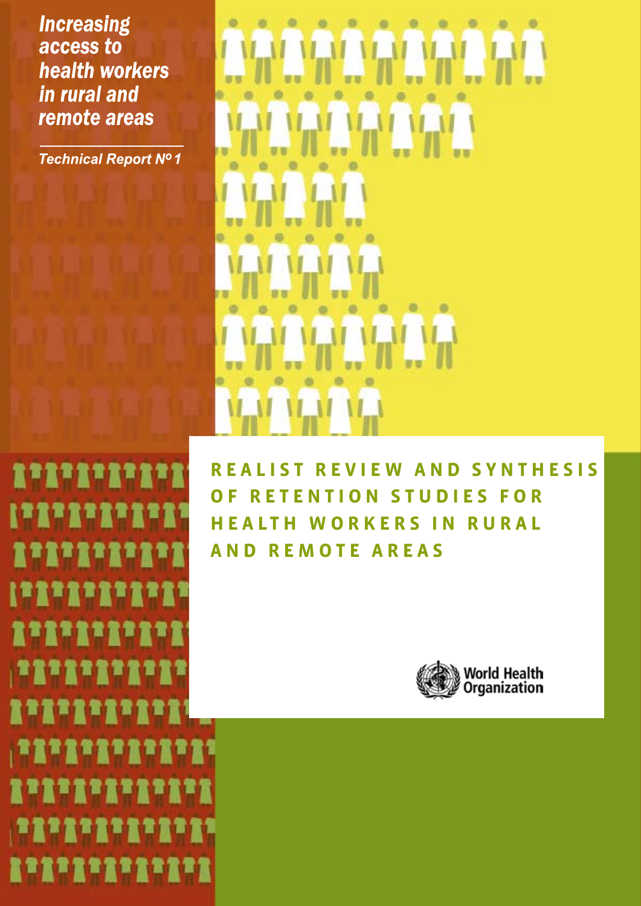*Increasing access to health workers in rural and remote areas*

*Technical Report Nº 1*

# REALIST REVIEW AND SYNTHESIS OF RETENTION STUDIES FOR HEALTH WORKERS IN RURAL AND REMOTE AREAS

World Health Organization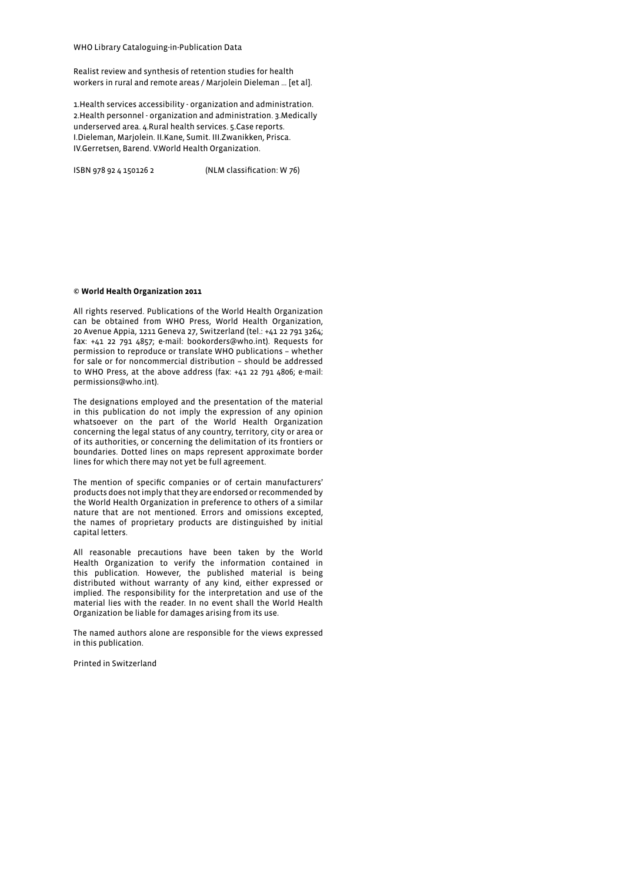WHO Library Cataloguing-in-Publication Data

Realist review and synthesis of retention studies for health workers in rural and remote areas / Marjolein Dieleman ... [et al].

1.Health services accessibility - organization and administration. 2.Health personnel - organization and administration. 3.Medically underserved area. 4.Rural health services. 5.Case reports. I.Dieleman, Marjolein. II.Kane, Sumit. III.Zwanikken, Prisca. IV.Gerretsen, Barend. V.World Health Organization.

ISBN 978 92 4 150126 2 (NLM classification: W 76)

© **World Health Organization 2011**

All rights reserved. Publications of the World Health Organization can be obtained from WHO Press, World Health Organization, 20 Avenue Appia, 1211 Geneva 27, Switzerland (tel.: +41 22 791 3264; fax: +41 22 791 4857; e-mail: bookorders@who.int). Requests for permission to reproduce or translate WHO publications – whether for sale or for noncommercial distribution – should be addressed to WHO Press, at the above address (fax: +41 22 791 4806; e-mail: permissions@who.int).

The designations employed and the presentation of the material in this publication do not imply the expression of any opinion whatsoever on the part of the World Health Organization concerning the legal status of any country, territory, city or area or of its authorities, or concerning the delimitation of its frontiers or boundaries. Dotted lines on maps represent approximate border lines for which there may not yet be full agreement.

The mention of specific companies or of certain manufacturers' products does not imply that they are endorsed or recommended by the World Health Organization in preference to others of a similar nature that are not mentioned. Errors and omissions excepted, the names of proprietary products are distinguished by initial capital letters.

All reasonable precautions have been taken by the World Health Organization to verify the information contained in this publication. However, the published material is being distributed without warranty of any kind, either expressed or implied. The responsibility for the interpretation and use of the material lies with the reader. In no event shall the World Health Organization be liable for damages arising from its use.

The named authors alone are responsible for the views expressed in this publication.

Printed in Switzerland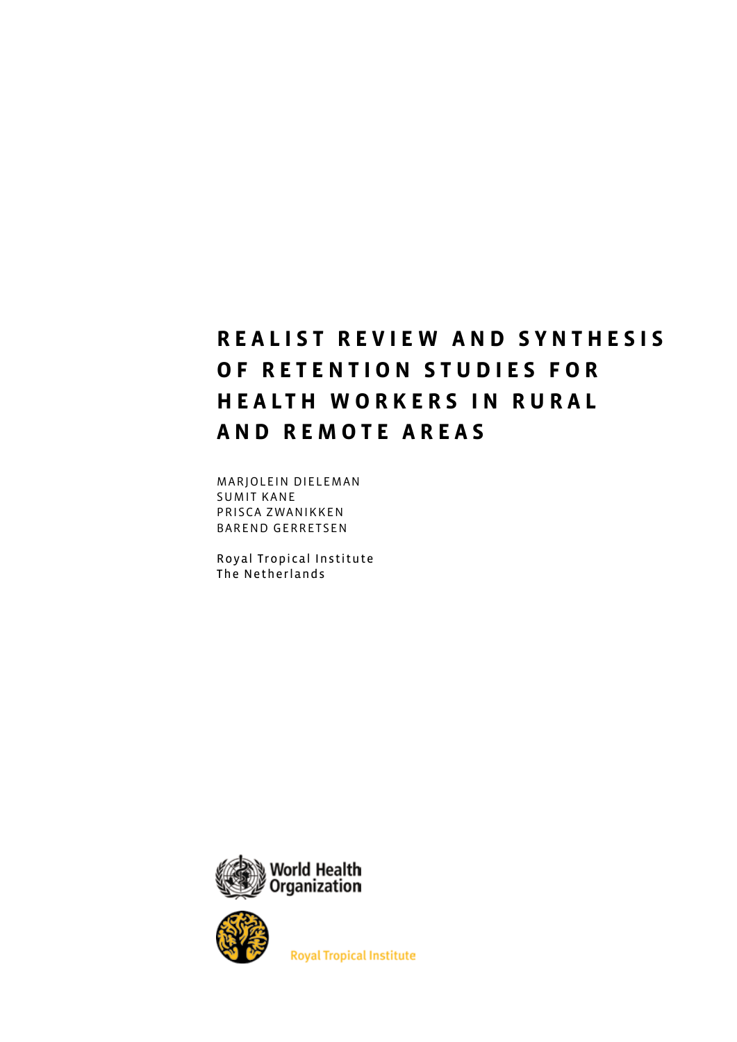# REALIST REVIEW AND SYNTHESIS OF RETENTION STUDIES FOR HEALTH WORKERS IN RURAL AND REMOTE AREAS

MARJOLEIN DIELEMAN
SUMIT KANE
PRISCA ZWANIKKEN
BAREND GERRETSEN

Royal Tropical Institute
The Netherlands

World Health Organization

Royal Tropical Institute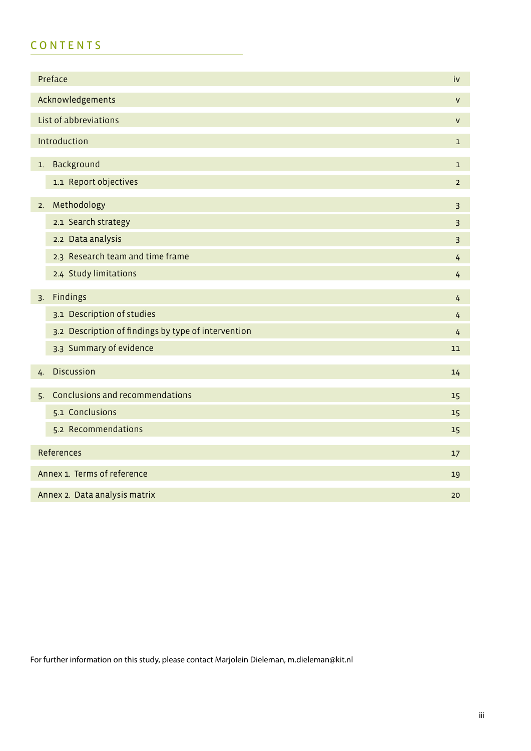# CONTENTS

| | |
|---|---|
| Preface | iv |
| Acknowledgements | v |
| List of abbreviations | v |
| Introduction | 1 |
| 1. Background | 1 |
| 1.1 Report objectives | 2 |
| 2. Methodology | 3 |
| 2.1 Search strategy | 3 |
| 2.2 Data analysis | 3 |
| 2.3 Research team and time frame | 4 |
| 2.4 Study limitations | 4 |
| 3. Findings | 4 |
| 3.1 Description of studies | 4 |
| 3.2 Description of findings by type of intervention | 4 |
| 3.3 Summary of evidence | 11 |
| 4. Discussion | 14 |
| 5. Conclusions and recommendations | 15 |
| 5.1 Conclusions | 15 |
| 5.2 Recommendations | 15 |
| References | 17 |
| Annex 1. Terms of reference | 19 |
| Annex 2. Data analysis matrix | 20 |

For further information on this study, please contact Marjolein Dieleman, m.dieleman@kit.nl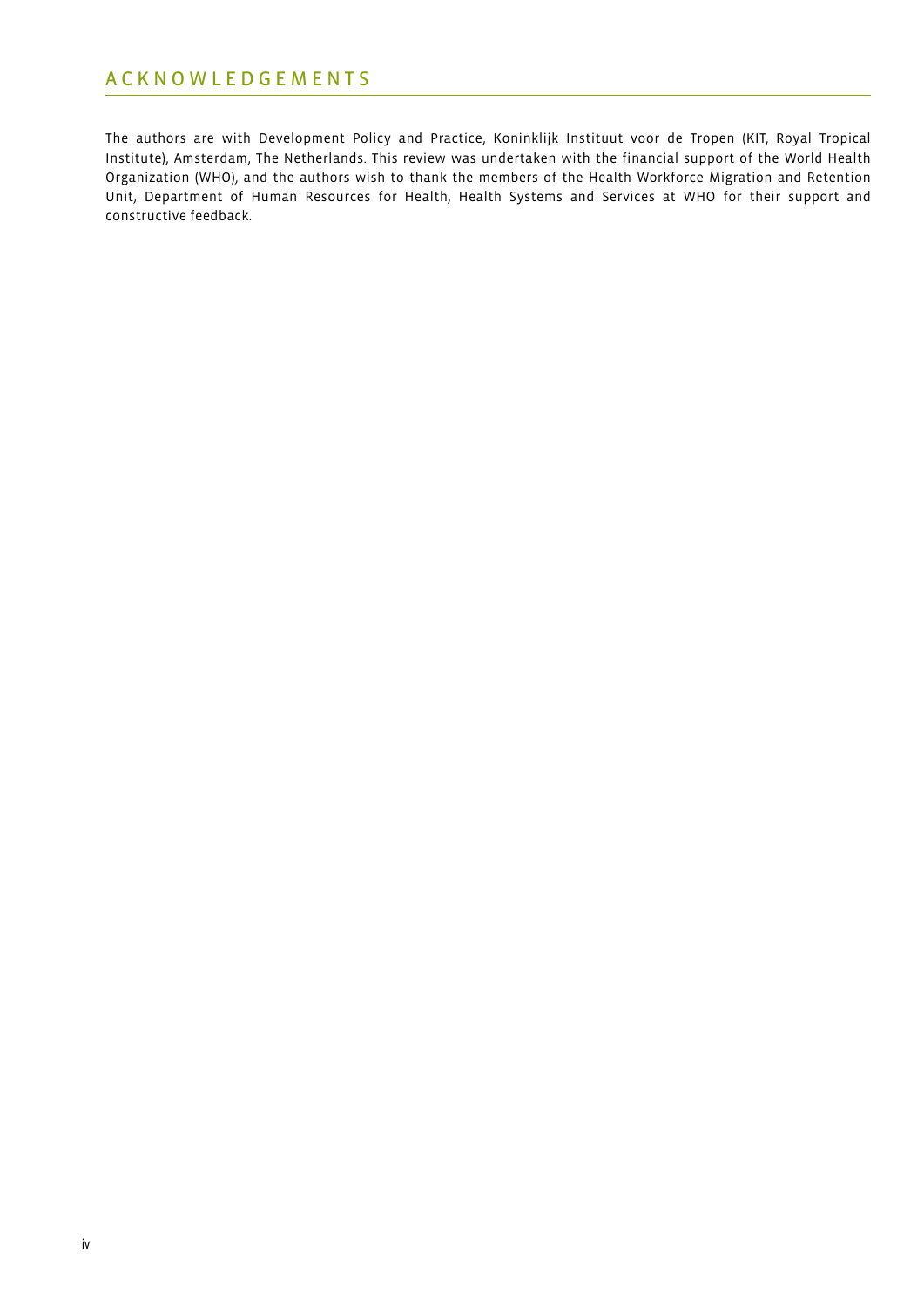# ACKNOWLEDGEMENTS

The authors are with Development Policy and Practice, Koninklijk Instituut voor de Tropen (KIT, Royal Tropical Institute), Amsterdam, The Netherlands. This review was undertaken with the financial support of the World Health Organization (WHO), and the authors wish to thank the members of the Health Workforce Migration and Retention Unit, Department of Human Resources for Health, Health Systems and Services at WHO for their support and constructive feedback.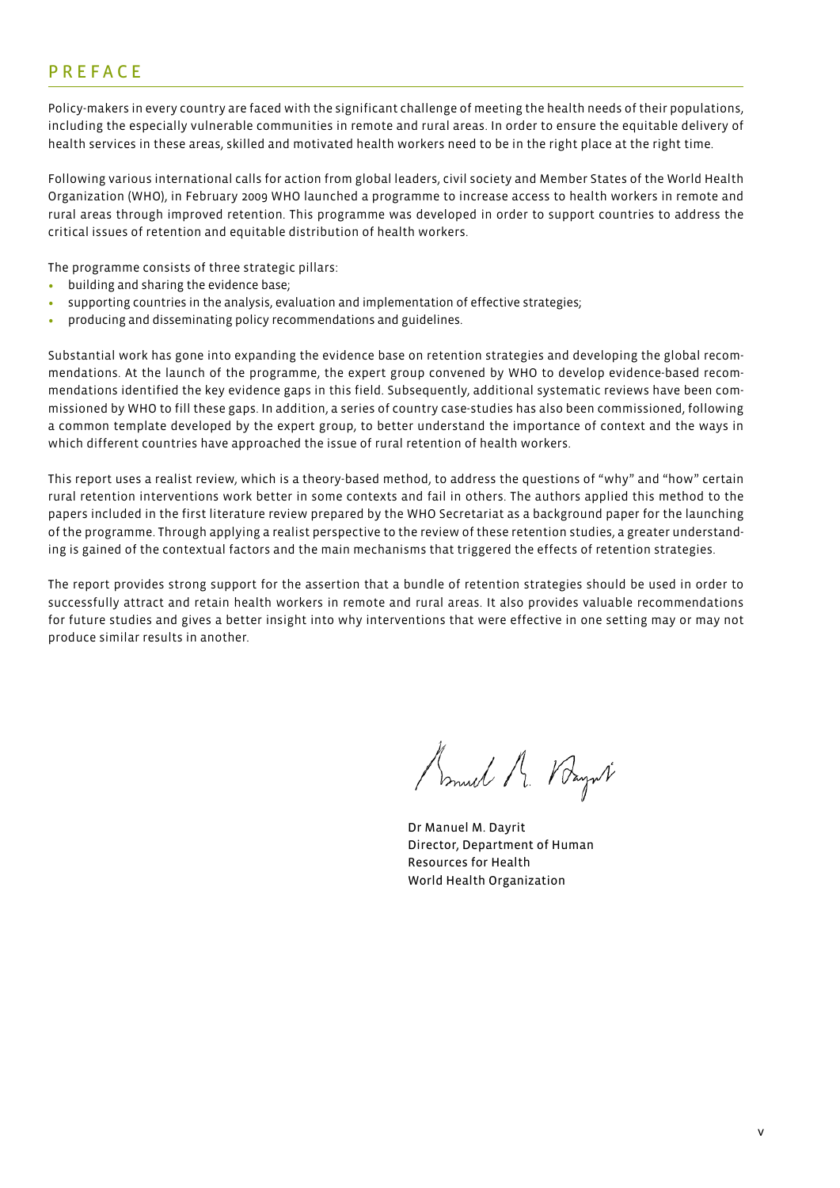# PREFACE

Policy-makers in every country are faced with the significant challenge of meeting the health needs of their populations, including the especially vulnerable communities in remote and rural areas. In order to ensure the equitable delivery of health services in these areas, skilled and motivated health workers need to be in the right place at the right time.

Following various international calls for action from global leaders, civil society and Member States of the World Health Organization (WHO), in February 2009 WHO launched a programme to increase access to health workers in remote and rural areas through improved retention. This programme was developed in order to support countries to address the critical issues of retention and equitable distribution of health workers.

The programme consists of three strategic pillars:

- building and sharing the evidence base;
- supporting countries in the analysis, evaluation and implementation of effective strategies;
- producing and disseminating policy recommendations and guidelines.

Substantial work has gone into expanding the evidence base on retention strategies and developing the global recommendations. At the launch of the programme, the expert group convened by WHO to develop evidence-based recommendations identified the key evidence gaps in this field. Subsequently, additional systematic reviews have been commissioned by WHO to fill these gaps. In addition, a series of country case-studies has also been commissioned, following a common template developed by the expert group, to better understand the importance of context and the ways in which different countries have approached the issue of rural retention of health workers.

This report uses a realist review, which is a theory-based method, to address the questions of "why" and "how" certain rural retention interventions work better in some contexts and fail in others. The authors applied this method to the papers included in the first literature review prepared by the WHO Secretariat as a background paper for the launching of the programme. Through applying a realist perspective to the review of these retention studies, a greater understanding is gained of the contextual factors and the main mechanisms that triggered the effects of retention strategies.

The report provides strong support for the assertion that a bundle of retention strategies should be used in order to successfully attract and retain health workers in remote and rural areas. It also provides valuable recommendations for future studies and gives a better insight into why interventions that were effective in one setting may or may not produce similar results in another.

Dr Manuel M. Dayrit
Director, Department of Human Resources for Health
World Health Organization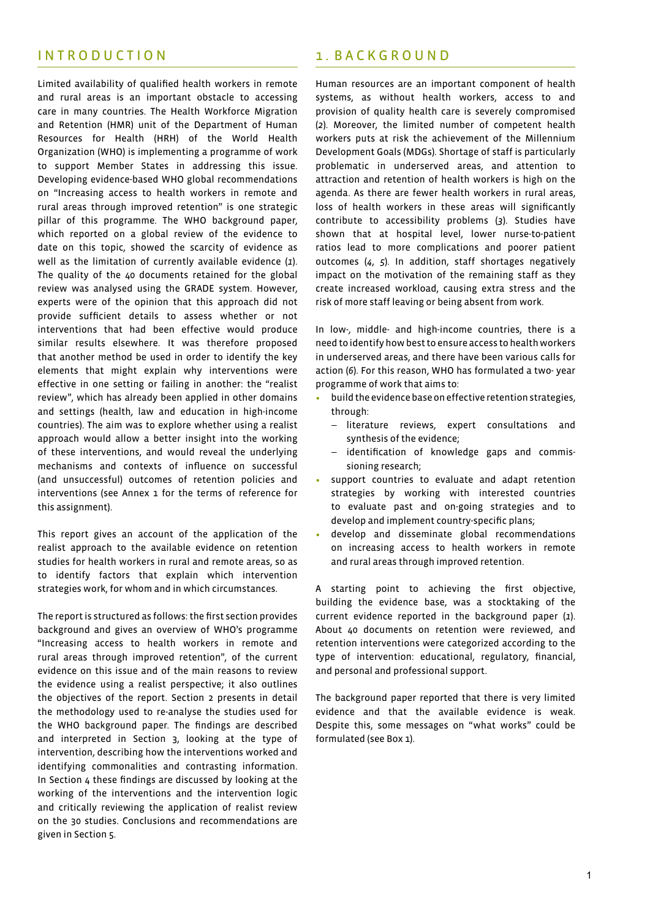# INTRODUCTION

Limited availability of qualified health workers in remote and rural areas is an important obstacle to accessing care in many countries. The Health Workforce Migration and Retention (HMR) unit of the Department of Human Resources for Health (HRH) of the World Health Organization (WHO) is implementing a programme of work to support Member States in addressing this issue. Developing evidence-based WHO global recommendations on "Increasing access to health workers in remote and rural areas through improved retention" is one strategic pillar of this programme. The WHO background paper, which reported on a global review of the evidence to date on this topic, showed the scarcity of evidence as well as the limitation of currently available evidence (*1*). The quality of the 40 documents retained for the global review was analysed using the GRADE system. However, experts were of the opinion that this approach did not provide sufficient details to assess whether or not interventions that had been effective would produce similar results elsewhere. It was therefore proposed that another method be used in order to identify the key elements that might explain why interventions were effective in one setting or failing in another: the "realist review", which has already been applied in other domains and settings (health, law and education in high-income countries). The aim was to explore whether using a realist approach would allow a better insight into the working of these interventions, and would reveal the underlying mechanisms and contexts of influence on successful (and unsuccessful) outcomes of retention policies and interventions (see Annex 1 for the terms of reference for this assignment).

This report gives an account of the application of the realist approach to the available evidence on retention studies for health workers in rural and remote areas, so as to identify factors that explain which intervention strategies work, for whom and in which circumstances.

The report is structured as follows: the first section provides background and gives an overview of WHO's programme "Increasing access to health workers in remote and rural areas through improved retention", of the current evidence on this issue and of the main reasons to review the evidence using a realist perspective; it also outlines the objectives of the report. Section 2 presents in detail the methodology used to re-analyse the studies used for the WHO background paper. The findings are described and interpreted in Section 3, looking at the type of intervention, describing how the interventions worked and identifying commonalities and contrasting information. In Section 4 these findings are discussed by looking at the working of the interventions and the intervention logic and critically reviewing the application of realist review on the 30 studies. Conclusions and recommendations are given in Section 5.

# 1. BACKGROUND

Human resources are an important component of health systems, as without health workers, access to and provision of quality health care is severely compromised (*2*). Moreover, the limited number of competent health workers puts at risk the achievement of the Millennium Development Goals (MDGs). Shortage of staff is particularly problematic in underserved areas, and attention to attraction and retention of health workers is high on the agenda. As there are fewer health workers in rural areas, loss of health workers in these areas will significantly contribute to accessibility problems (*3*). Studies have shown that at hospital level, lower nurse-to-patient ratios lead to more complications and poorer patient outcomes (*4, 5*). In addition, staff shortages negatively impact on the motivation of the remaining staff as they create increased workload, causing extra stress and the risk of more staff leaving or being absent from work.

In low-, middle- and high-income countries, there is a need to identify how best to ensure access to health workers in underserved areas, and there have been various calls for action (*6*). For this reason, WHO has formulated a two- year programme of work that aims to:

- build the evidence base on effective retention strategies, through:
  - literature reviews, expert consultations and synthesis of the evidence;
  - identification of knowledge gaps and commissioning research;
- support countries to evaluate and adapt retention strategies by working with interested countries to evaluate past and on-going strategies and to develop and implement country-specific plans;
- develop and disseminate global recommendations on increasing access to health workers in remote and rural areas through improved retention.

A starting point to achieving the first objective, building the evidence base, was a stocktaking of the current evidence reported in the background paper (*1*). About 40 documents on retention were reviewed, and retention interventions were categorized according to the type of intervention: educational, regulatory, financial, and personal and professional support.

The background paper reported that there is very limited evidence and that the available evidence is weak. Despite this, some messages on "what works" could be formulated (see Box 1).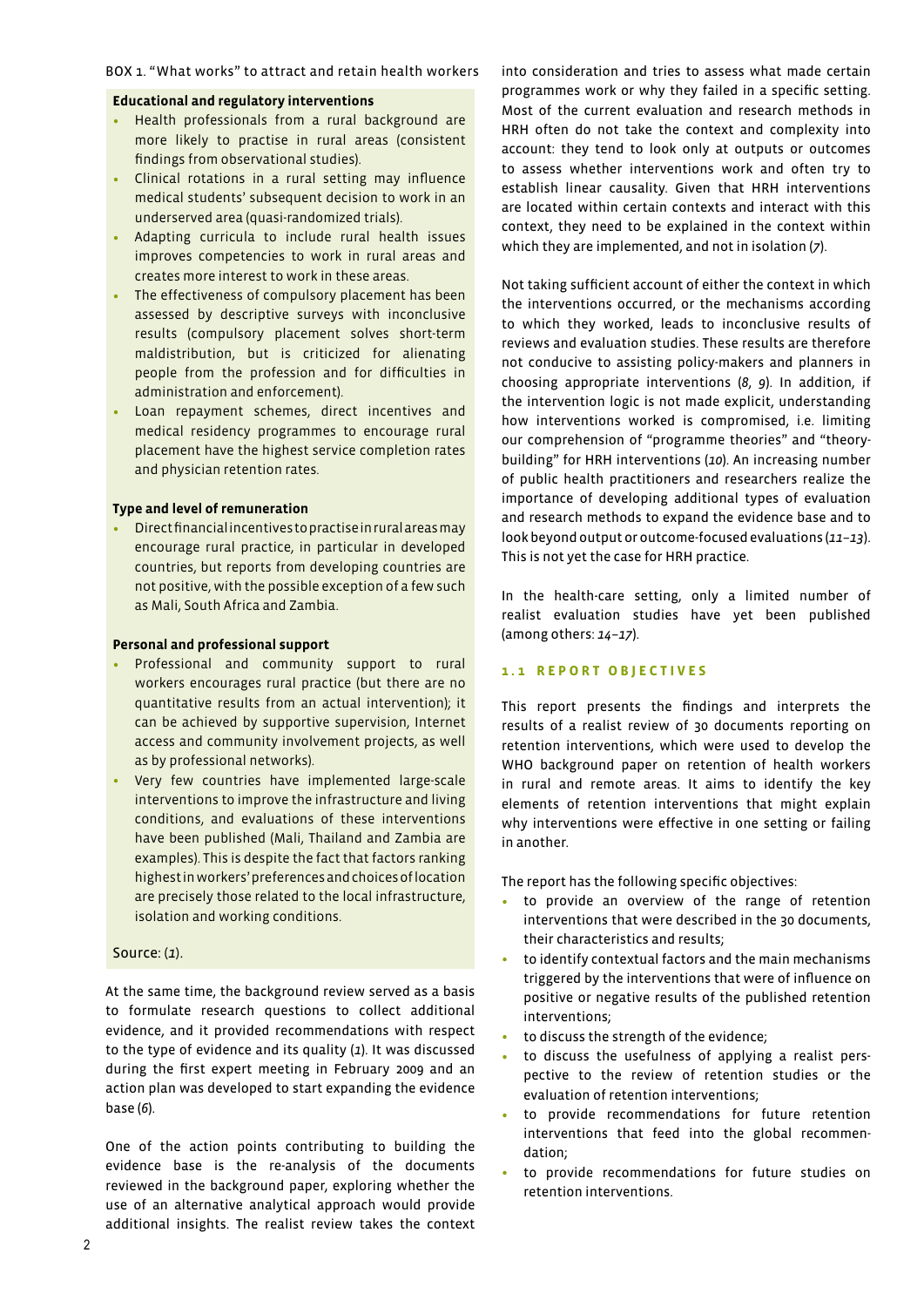BOX 1. "What works" to attract and retain health workers

**Educational and regulatory interventions**

- Health professionals from a rural background are more likely to practise in rural areas (consistent findings from observational studies).
- Clinical rotations in a rural setting may influence medical students' subsequent decision to work in an underserved area (quasi-randomized trials).
- Adapting curricula to include rural health issues improves competencies to work in rural areas and creates more interest to work in these areas.
- The effectiveness of compulsory placement has been assessed by descriptive surveys with inconclusive results (compulsory placement solves short-term maldistribution, but is criticized for alienating people from the profession and for difficulties in administration and enforcement).
- Loan repayment schemes, direct incentives and medical residency programmes to encourage rural placement have the highest service completion rates and physician retention rates.

**Type and level of remuneration**

- Direct financial incentives to practise in rural areas may encourage rural practice, in particular in developed countries, but reports from developing countries are not positive, with the possible exception of a few such as Mali, South Africa and Zambia.

**Personal and professional support**

- Professional and community support to rural workers encourages rural practice (but there are no quantitative results from an actual intervention); it can be achieved by supportive supervision, Internet access and community involvement projects, as well as by professional networks).
- Very few countries have implemented large-scale interventions to improve the infrastructure and living conditions, and evaluations of these interventions have been published (Mali, Thailand and Zambia are examples). This is despite the fact that factors ranking highest in workers' preferences and choices of location are precisely those related to the local infrastructure, isolation and working conditions.

Source: (*1*).

At the same time, the background review served as a basis to formulate research questions to collect additional evidence, and it provided recommendations with respect to the type of evidence and its quality (*1*). It was discussed during the first expert meeting in February 2009 and an action plan was developed to start expanding the evidence base (*6*).

One of the action points contributing to building the evidence base is the re-analysis of the documents reviewed in the background paper, exploring whether the use of an alternative analytical approach would provide additional insights. The realist review takes the context into consideration and tries to assess what made certain programmes work or why they failed in a specific setting. Most of the current evaluation and research methods in HRH often do not take the context and complexity into account: they tend to look only at outputs or outcomes to assess whether interventions work and often try to establish linear causality. Given that HRH interventions are located within certain contexts and interact with this context, they need to be explained in the context within which they are implemented, and not in isolation (*7*).

Not taking sufficient account of either the context in which the interventions occurred, or the mechanisms according to which they worked, leads to inconclusive results of reviews and evaluation studies. These results are therefore not conducive to assisting policy-makers and planners in choosing appropriate interventions (*8*, *9*). In addition, if the intervention logic is not made explicit, understanding how interventions worked is compromised, i.e. limiting our comprehension of "programme theories" and "theory-building" for HRH interventions (*10*). An increasing number of public health practitioners and researchers realize the importance of developing additional types of evaluation and research methods to expand the evidence base and to look beyond output or outcome-focused evaluations (*11–13*). This is not yet the case for HRH practice.

In the health-care setting, only a limited number of realist evaluation studies have yet been published (among others: *14–17*).

## 1.1 REPORT OBJECTIVES

This report presents the findings and interprets the results of a realist review of 30 documents reporting on retention interventions, which were used to develop the WHO background paper on retention of health workers in rural and remote areas. It aims to identify the key elements of retention interventions that might explain why interventions were effective in one setting or failing in another.

The report has the following specific objectives:

- to provide an overview of the range of retention interventions that were described in the 30 documents, their characteristics and results;
- to identify contextual factors and the main mechanisms triggered by the interventions that were of influence on positive or negative results of the published retention interventions;
- to discuss the strength of the evidence;
- to discuss the usefulness of applying a realist perspective to the review of retention studies or the evaluation of retention interventions;
- to provide recommendations for future retention interventions that feed into the global recommendation;
- to provide recommendations for future studies on retention interventions.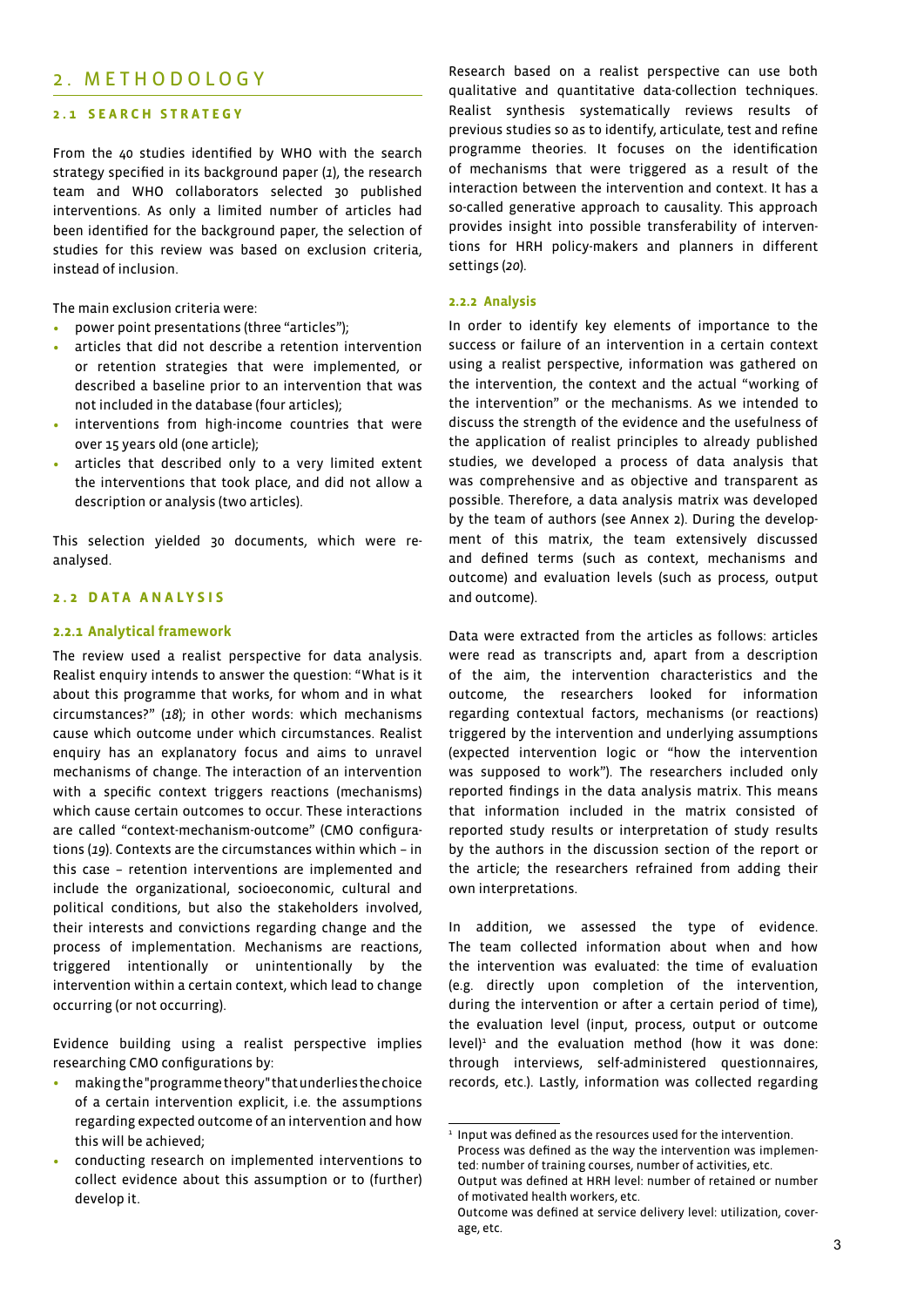## 2. METHODOLOGY

### 2.1 SEARCH STRATEGY

From the 40 studies identified by WHO with the search strategy specified in its background paper (*1*), the research team and WHO collaborators selected 30 published interventions. As only a limited number of articles had been identified for the background paper, the selection of studies for this review was based on exclusion criteria, instead of inclusion.

The main exclusion criteria were:

- power point presentations (three "articles");
- articles that did not describe a retention intervention or retention strategies that were implemented, or described a baseline prior to an intervention that was not included in the database (four articles);
- interventions from high-income countries that were over 15 years old (one article);
- articles that described only to a very limited extent the interventions that took place, and did not allow a description or analysis (two articles).

This selection yielded 30 documents, which were re-analysed.

### 2.2 DATA ANALYSIS

#### 2.2.1 Analytical framework

The review used a realist perspective for data analysis. Realist enquiry intends to answer the question: "What is it about this programme that works, for whom and in what circumstances?" (*18*); in other words: which mechanisms cause which outcome under which circumstances. Realist enquiry has an explanatory focus and aims to unravel mechanisms of change. The interaction of an intervention with a specific context triggers reactions (mechanisms) which cause certain outcomes to occur. These interactions are called "context-mechanism-outcome" (CMO configurations (*19*). Contexts are the circumstances within which – in this case – retention interventions are implemented and include the organizational, socioeconomic, cultural and political conditions, but also the stakeholders involved, their interests and convictions regarding change and the process of implementation. Mechanisms are reactions, triggered intentionally or unintentionally by the intervention within a certain context, which lead to change occurring (or not occurring).

Evidence building using a realist perspective implies researching CMO configurations by:

- making the "programme theory" that underlies the choice of a certain intervention explicit, i.e. the assumptions regarding expected outcome of an intervention and how this will be achieved;
- conducting research on implemented interventions to collect evidence about this assumption or to (further) develop it.

Research based on a realist perspective can use both qualitative and quantitative data-collection techniques. Realist synthesis systematically reviews results of previous studies so as to identify, articulate, test and refine programme theories. It focuses on the identification of mechanisms that were triggered as a result of the interaction between the intervention and context. It has a so-called generative approach to causality. This approach provides insight into possible transferability of interventions for HRH policy-makers and planners in different settings (*20*).

#### 2.2.2 Analysis

In order to identify key elements of importance to the success or failure of an intervention in a certain context using a realist perspective, information was gathered on the intervention, the context and the actual "working of the intervention" or the mechanisms. As we intended to discuss the strength of the evidence and the usefulness of the application of realist principles to already published studies, we developed a process of data analysis that was comprehensive and as objective and transparent as possible. Therefore, a data analysis matrix was developed by the team of authors (see Annex 2). During the development of this matrix, the team extensively discussed and defined terms (such as context, mechanisms and outcome) and evaluation levels (such as process, output and outcome).

Data were extracted from the articles as follows: articles were read as transcripts and, apart from a description of the aim, the intervention characteristics and the outcome, the researchers looked for information regarding contextual factors, mechanisms (or reactions) triggered by the intervention and underlying assumptions (expected intervention logic or "how the intervention was supposed to work"). The researchers included only reported findings in the data analysis matrix. This means that information included in the matrix consisted of reported study results or interpretation of study results by the authors in the discussion section of the report or the article; the researchers refrained from adding their own interpretations.

In addition, we assessed the type of evidence. The team collected information about when and how the intervention was evaluated: the time of evaluation (e.g. directly upon completion of the intervention, during the intervention or after a certain period of time), the evaluation level (input, process, output or outcome level)[1] and the evaluation method (how it was done: through interviews, self-administered questionnaires, records, etc.). Lastly, information was collected regarding

---

[1] Input was defined as the resources used for the intervention.
Process was defined as the way the intervention was implemented: number of training courses, number of activities, etc.
Output was defined at HRH level: number of retained or number of motivated health workers, etc.
Outcome was defined at service delivery level: utilization, coverage, etc.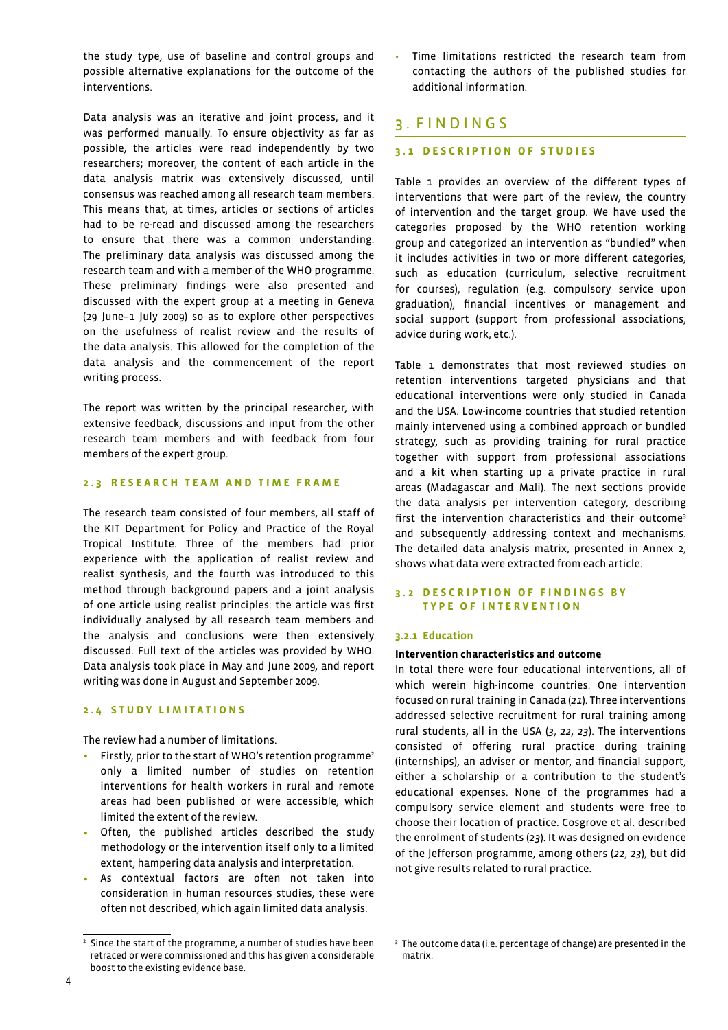the study type, use of baseline and control groups and possible alternative explanations for the outcome of the interventions.

Data analysis was an iterative and joint process, and it was performed manually. To ensure objectivity as far as possible, the articles were read independently by two researchers; moreover, the content of each article in the data analysis matrix was extensively discussed, until consensus was reached among all research team members. This means that, at times, articles or sections of articles had to be re-read and discussed among the researchers to ensure that there was a common understanding. The preliminary data analysis was discussed among the research team and with a member of the WHO programme. These preliminary findings were also presented and discussed with the expert group at a meeting in Geneva (29 June–1 July 2009) so as to explore other perspectives on the usefulness of realist review and the results of the data analysis. This allowed for the completion of the data analysis and the commencement of the report writing process.

The report was written by the principal researcher, with extensive feedback, discussions and input from the other research team members and with feedback from four members of the expert group.

### 2.3 Research team and time frame

The research team consisted of four members, all staff of the KIT Department for Policy and Practice of the Royal Tropical Institute. Three of the members had prior experience with the application of realist review and realist synthesis, and the fourth was introduced to this method through background papers and a joint analysis of one article using realist principles: the article was first individually analysed by all research team members and the analysis and conclusions were then extensively discussed. Full text of the articles was provided by WHO. Data analysis took place in May and June 2009, and report writing was done in August and September 2009.

### 2.4 Study limitations

The review had a number of limitations.

- Firstly, prior to the start of WHO's retention programme[2] only a limited number of studies on retention interventions for health workers in rural and remote areas had been published or were accessible, which limited the extent of the review.
- Often, the published articles described the study methodology or the intervention itself only to a limited extent, hampering data analysis and interpretation.
- As contextual factors are often not taken into consideration in human resources studies, these were often not described, which again limited data analysis.
- Time limitations restricted the research team from contacting the authors of the published studies for additional information.

[2] Since the start of the programme, a number of studies have been retraced or were commissioned and this has given a considerable boost to the existing evidence base.

## 3. Findings

### 3.1 Description of studies

Table 1 provides an overview of the different types of interventions that were part of the review, the country of intervention and the target group. We have used the categories proposed by the WHO retention working group and categorized an intervention as "bundled" when it includes activities in two or more different categories, such as education (curriculum, selective recruitment for courses), regulation (e.g. compulsory service upon graduation), financial incentives or management and social support (support from professional associations, advice during work, etc.).

Table 1 demonstrates that most reviewed studies on retention interventions targeted physicians and that educational interventions were only studied in Canada and the USA. Low-income countries that studied retention mainly intervened using a combined approach or bundled strategy, such as providing training for rural practice together with support from professional associations and a kit when starting up a private practice in rural areas (Madagascar and Mali). The next sections provide the data analysis per intervention category, describing first the intervention characteristics and their outcome[3] and subsequently addressing context and mechanisms. The detailed data analysis matrix, presented in Annex 2, shows what data were extracted from each article.

### 3.2 Description of findings by type of intervention

#### 3.2.1 Education

**Intervention characteristics and outcome**

In total there were four educational interventions, all of which werein high-income countries. One intervention focused on rural training in Canada (*21*). Three interventions addressed selective recruitment for rural training among rural students, all in the USA (*3*, *22*, *23*). The interventions consisted of offering rural practice during training (internships), an adviser or mentor, and financial support, either a scholarship or a contribution to the student's educational expenses. None of the programmes had a compulsory service element and students were free to choose their location of practice. Cosgrove et al. described the enrolment of students (*23*). It was designed on evidence of the Jefferson programme, among others (*22*, *23*), but did not give results related to rural practice.

[3] The outcome data (i.e. percentage of change) are presented in the matrix.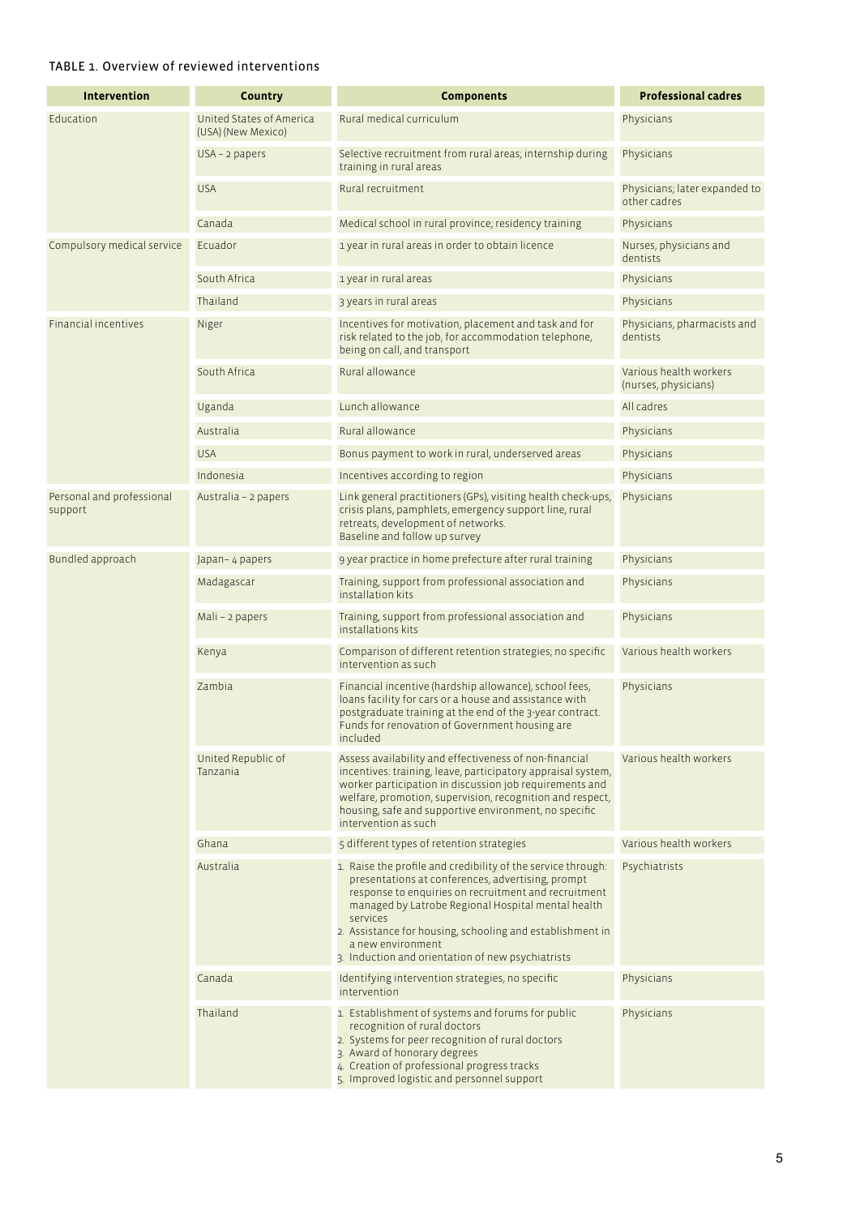TABLE 1. Overview of reviewed interventions

| Intervention | Country | Components | Professional cadres |
|---|---|---|---|
| Education | United States of America (USA) (New Mexico) | Rural medical curriculum | Physicians |
| | USA – 2 papers | Selective recruitment from rural areas; internship during training in rural areas | Physicians |
| | USA | Rural recruitment | Physicians; later expanded to other cadres |
| | Canada | Medical school in rural province; residency training | Physicians |
| Compulsory medical service | Ecuador | 1 year in rural areas in order to obtain licence | Nurses, physicians and dentists |
| | South Africa | 1 year in rural areas | Physicians |
| | Thailand | 3 years in rural areas | Physicians |
| Financial incentives | Niger | Incentives for motivation, placement and task and for risk related to the job, for accommodation telephone, being on call, and transport | Physicians, pharmacists and dentists |
| | South Africa | Rural allowance | Various health workers (nurses, physicians) |
| | Uganda | Lunch allowance | All cadres |
| | Australia | Rural allowance | Physicians |
| | USA | Bonus payment to work in rural, underserved areas | Physicians |
| | Indonesia | Incentives according to region | Physicians |
| Personal and professional support | Australia – 2 papers | Link general practitioners (GPs), visiting health check-ups, crisis plans, pamphlets, emergency support line, rural retreats, development of networks. Baseline and follow up survey | Physicians |
| Bundled approach | Japan– 4 papers | 9 year practice in home prefecture after rural training | Physicians |
| | Madagascar | Training, support from professional association and installation kits | Physicians |
| | Mali – 2 papers | Training, support from professional association and installations kits | Physicians |
| | Kenya | Comparison of different retention strategies; no specific intervention as such | Various health workers |
| | Zambia | Financial incentive (hardship allowance), school fees, loans facility for cars or a house and assistance with postgraduate training at the end of the 3-year contract. Funds for renovation of Government housing are included | Physicians |
| | United Republic of Tanzania | Assess availability and effectiveness of non-financial incentives: training, leave, participatory appraisal system, worker participation in discussion job requirements and welfare, promotion, supervision, recognition and respect, housing, safe and supportive environment, no specific intervention as such | Various health workers |
| | Ghana | 5 different types of retention strategies | Various health workers |
| | Australia | 1. Raise the profile and credibility of the service through: presentations at conferences, advertising, prompt response to enquiries on recruitment and recruitment managed by Latrobe Regional Hospital mental health services<br>2. Assistance for housing, schooling and establishment in a new environment<br>3. Induction and orientation of new psychiatrists | Psychiatrists |
| | Canada | Identifying intervention strategies, no specific intervention | Physicians |
| | Thailand | 1. Establishment of systems and forums for public recognition of rural doctors<br>2. Systems for peer recognition of rural doctors<br>3. Award of honorary degrees<br>4. Creation of professional progress tracks<br>5. Improved logistic and personnel support | Physicians |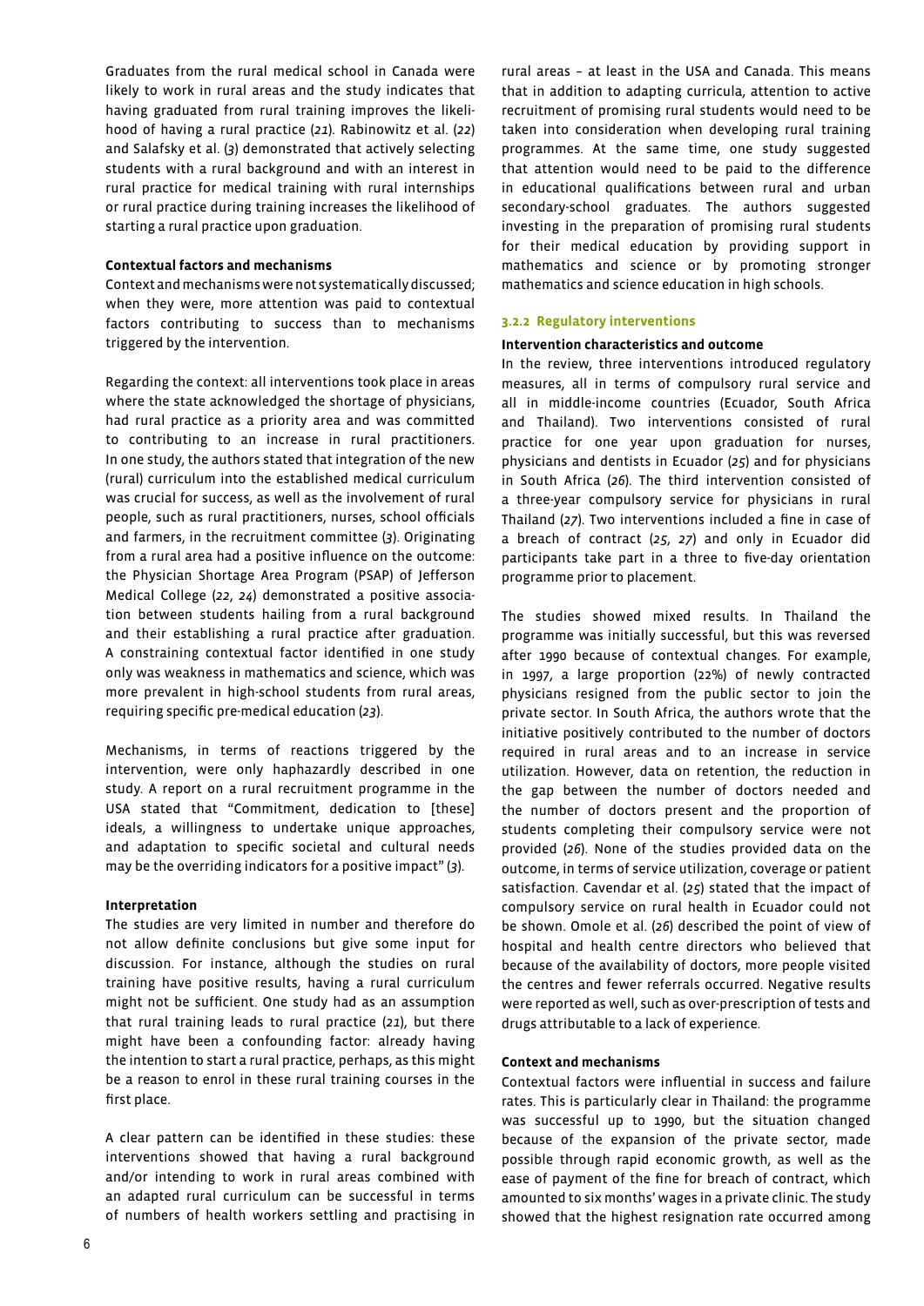Graduates from the rural medical school in Canada were likely to work in rural areas and the study indicates that having graduated from rural training improves the likelihood of having a rural practice (*21*). Rabinowitz et al. (*22*) and Salafsky et al. (*3*) demonstrated that actively selecting students with a rural background and with an interest in rural practice for medical training with rural internships or rural practice during training increases the likelihood of starting a rural practice upon graduation.

**Contextual factors and mechanisms**

Context and mechanisms were not systematically discussed; when they were, more attention was paid to contextual factors contributing to success than to mechanisms triggered by the intervention.

Regarding the context: all interventions took place in areas where the state acknowledged the shortage of physicians, had rural practice as a priority area and was committed to contributing to an increase in rural practitioners. In one study, the authors stated that integration of the new (rural) curriculum into the established medical curriculum was crucial for success, as well as the involvement of rural people, such as rural practitioners, nurses, school officials and farmers, in the recruitment committee (*3*). Originating from a rural area had a positive influence on the outcome: the Physician Shortage Area Program (PSAP) of Jefferson Medical College (*22*, *24*) demonstrated a positive association between students hailing from a rural background and their establishing a rural practice after graduation. A constraining contextual factor identified in one study only was weakness in mathematics and science, which was more prevalent in high-school students from rural areas, requiring specific pre-medical education (*23*).

Mechanisms, in terms of reactions triggered by the intervention, were only haphazardly described in one study. A report on a rural recruitment programme in the USA stated that "Commitment, dedication to [these] ideals, a willingness to undertake unique approaches, and adaptation to specific societal and cultural needs may be the overriding indicators for a positive impact" (*3*).

**Interpretation**

The studies are very limited in number and therefore do not allow definite conclusions but give some input for discussion. For instance, although the studies on rural training have positive results, having a rural curriculum might not be sufficient. One study had as an assumption that rural training leads to rural practice (*21*), but there might have been a confounding factor: already having the intention to start a rural practice, perhaps, as this might be a reason to enrol in these rural training courses in the first place.

A clear pattern can be identified in these studies: these interventions showed that having a rural background and/or intending to work in rural areas combined with an adapted rural curriculum can be successful in terms of numbers of health workers settling and practising in rural areas – at least in the USA and Canada. This means that in addition to adapting curricula, attention to active recruitment of promising rural students would need to be taken into consideration when developing rural training programmes. At the same time, one study suggested that attention would need to be paid to the difference in educational qualifications between rural and urban secondary-school graduates. The authors suggested investing in the preparation of promising rural students for their medical education by providing support in mathematics and science or by promoting stronger mathematics and science education in high schools.

### 3.2.2 Regulatory interventions

**Intervention characteristics and outcome**

In the review, three interventions introduced regulatory measures, all in terms of compulsory rural service and all in middle-income countries (Ecuador, South Africa and Thailand). Two interventions consisted of rural practice for one year upon graduation for nurses, physicians and dentists in Ecuador (*25*) and for physicians in South Africa (*26*). The third intervention consisted of a three-year compulsory service for physicians in rural Thailand (*27*). Two interventions included a fine in case of a breach of contract (*25*, *27*) and only in Ecuador did participants take part in a three to five-day orientation programme prior to placement.

The studies showed mixed results. In Thailand the programme was initially successful, but this was reversed after 1990 because of contextual changes. For example, in 1997, a large proportion (22%) of newly contracted physicians resigned from the public sector to join the private sector. In South Africa, the authors wrote that the initiative positively contributed to the number of doctors required in rural areas and to an increase in service utilization. However, data on retention, the reduction in the gap between the number of doctors needed and the number of doctors present and the proportion of students completing their compulsory service were not provided (*26*). None of the studies provided data on the outcome, in terms of service utilization, coverage or patient satisfaction. Cavendar et al. (*25*) stated that the impact of compulsory service on rural health in Ecuador could not be shown. Omole et al. (*26*) described the point of view of hospital and health centre directors who believed that because of the availability of doctors, more people visited the centres and fewer referrals occurred. Negative results were reported as well, such as over-prescription of tests and drugs attributable to a lack of experience.

**Context and mechanisms**

Contextual factors were influential in success and failure rates. This is particularly clear in Thailand: the programme was successful up to 1990, but the situation changed because of the expansion of the private sector, made possible through rapid economic growth, as well as the ease of payment of the fine for breach of contract, which amounted to six months' wages in a private clinic. The study showed that the highest resignation rate occurred among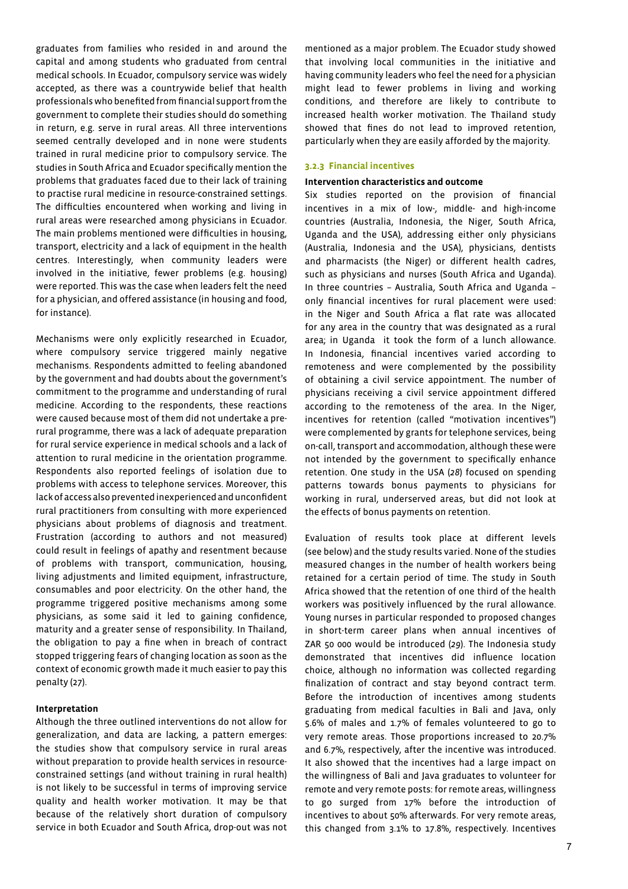graduates from families who resided in and around the capital and among students who graduated from central medical schools. In Ecuador, compulsory service was widely accepted, as there was a countrywide belief that health professionals who benefited from financial support from the government to complete their studies should do something in return, e.g. serve in rural areas. All three interventions seemed centrally developed and in none were students trained in rural medicine prior to compulsory service. The studies in South Africa and Ecuador specifically mention the problems that graduates faced due to their lack of training to practise rural medicine in resource-constrained settings. The difficulties encountered when working and living in rural areas were researched among physicians in Ecuador. The main problems mentioned were difficulties in housing, transport, electricity and a lack of equipment in the health centres. Interestingly, when community leaders were involved in the initiative, fewer problems (e.g. housing) were reported. This was the case when leaders felt the need for a physician, and offered assistance (in housing and food, for instance).

Mechanisms were only explicitly researched in Ecuador, where compulsory service triggered mainly negative mechanisms. Respondents admitted to feeling abandoned by the government and had doubts about the government's commitment to the programme and understanding of rural medicine. According to the respondents, these reactions were caused because most of them did not undertake a pre-rural programme, there was a lack of adequate preparation for rural service experience in medical schools and a lack of attention to rural medicine in the orientation programme. Respondents also reported feelings of isolation due to problems with access to telephone services. Moreover, this lack of access also prevented inexperienced and unconfident rural practitioners from consulting with more experienced physicians about problems of diagnosis and treatment. Frustration (according to authors and not measured) could result in feelings of apathy and resentment because of problems with transport, communication, housing, living adjustments and limited equipment, infrastructure, consumables and poor electricity. On the other hand, the programme triggered positive mechanisms among some physicians, as some said it led to gaining confidence, maturity and a greater sense of responsibility. In Thailand, the obligation to pay a fine when in breach of contract stopped triggering fears of changing location as soon as the context of economic growth made it much easier to pay this penalty (27).

#### Interpretation

Although the three outlined interventions do not allow for generalization, and data are lacking, a pattern emerges: the studies show that compulsory service in rural areas without preparation to provide health services in resource-constrained settings (and without training in rural health) is not likely to be successful in terms of improving service quality and health worker motivation. It may be that because of the relatively short duration of compulsory service in both Ecuador and South Africa, drop-out was not mentioned as a major problem. The Ecuador study showed that involving local communities in the initiative and having community leaders who feel the need for a physician might lead to fewer problems in living and working conditions, and therefore are likely to contribute to increased health worker motivation. The Thailand study showed that fines do not lead to improved retention, particularly when they are easily afforded by the majority.

### 3.2.3 Financial incentives

#### Intervention characteristics and outcome

Six studies reported on the provision of financial incentives in a mix of low-, middle- and high-income countries (Australia, Indonesia, the Niger, South Africa, Uganda and the USA), addressing either only physicians (Australia, Indonesia and the USA), physicians, dentists and pharmacists (the Niger) or different health cadres, such as physicians and nurses (South Africa and Uganda). In three countries – Australia, South Africa and Uganda – only financial incentives for rural placement were used: in the Niger and South Africa a flat rate was allocated for any area in the country that was designated as a rural area; in Uganda it took the form of a lunch allowance. In Indonesia, financial incentives varied according to remoteness and were complemented by the possibility of obtaining a civil service appointment. The number of physicians receiving a civil service appointment differed according to the remoteness of the area. In the Niger, incentives for retention (called "motivation incentives") were complemented by grants for telephone services, being on-call, transport and accommodation, although these were not intended by the government to specifically enhance retention. One study in the USA (28) focused on spending patterns towards bonus payments to physicians for working in rural, underserved areas, but did not look at the effects of bonus payments on retention.

Evaluation of results took place at different levels (see below) and the study results varied. None of the studies measured changes in the number of health workers being retained for a certain period of time. The study in South Africa showed that the retention of one third of the health workers was positively influenced by the rural allowance. Young nurses in particular responded to proposed changes in short-term career plans when annual incentives of ZAR 50 000 would be introduced (29). The Indonesia study demonstrated that incentives did influence location choice, although no information was collected regarding finalization of contract and stay beyond contract term. Before the introduction of incentives among students graduating from medical faculties in Bali and Java, only 5.6% of males and 1.7% of females volunteered to go to very remote areas. Those proportions increased to 20.7% and 6.7%, respectively, after the incentive was introduced. It also showed that the incentives had a large impact on the willingness of Bali and Java graduates to volunteer for remote and very remote posts: for remote areas, willingness to go surged from 17% before the introduction of incentives to about 50% afterwards. For very remote areas, this changed from 3.1% to 17.8%, respectively. Incentives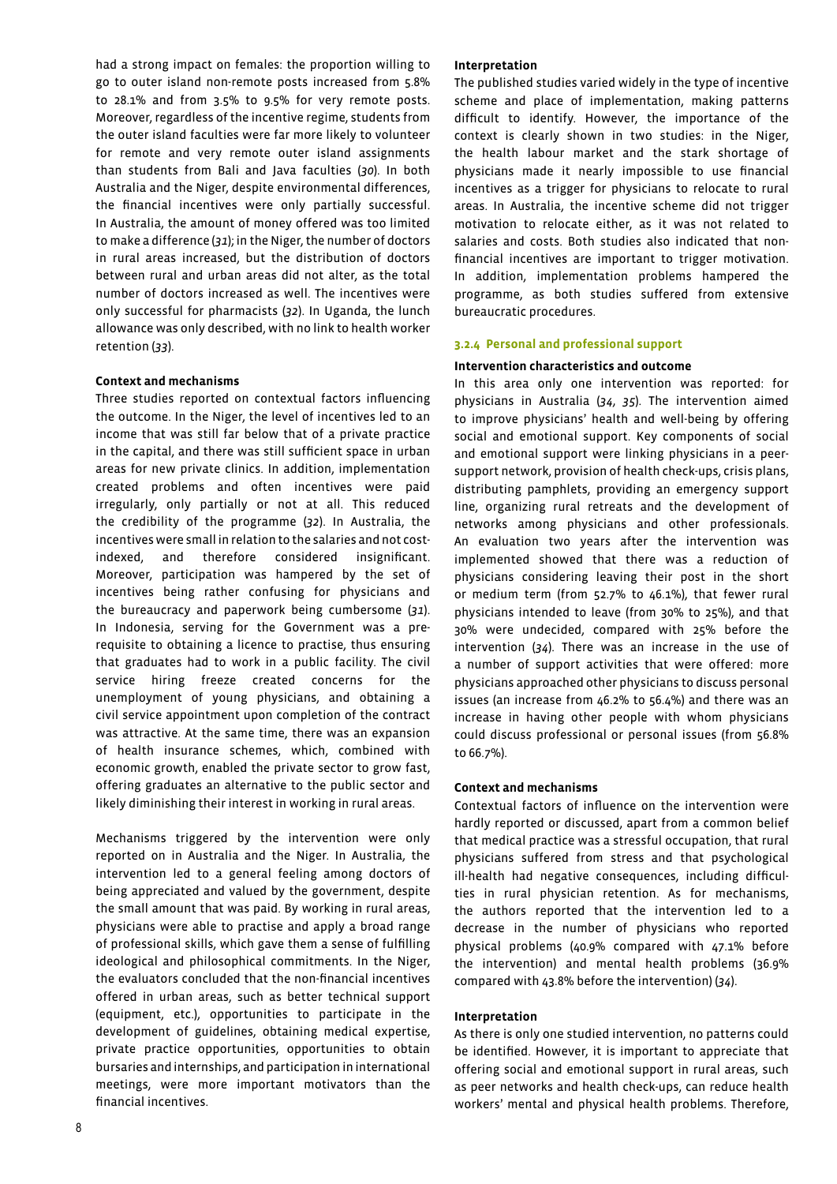had a strong impact on females: the proportion willing to go to outer island non-remote posts increased from 5.8% to 28.1% and from 3.5% to 9.5% for very remote posts. Moreover, regardless of the incentive regime, students from the outer island faculties were far more likely to volunteer for remote and very remote outer island assignments than students from Bali and Java faculties (*30*). In both Australia and the Niger, despite environmental differences, the financial incentives were only partially successful. In Australia, the amount of money offered was too limited to make a difference (*31*); in the Niger, the number of doctors in rural areas increased, but the distribution of doctors between rural and urban areas did not alter, as the total number of doctors increased as well. The incentives were only successful for pharmacists (*32*). In Uganda, the lunch allowance was only described, with no link to health worker retention (*33*).

**Context and mechanisms**

Three studies reported on contextual factors influencing the outcome. In the Niger, the level of incentives led to an income that was still far below that of a private practice in the capital, and there was still sufficient space in urban areas for new private clinics. In addition, implementation created problems and often incentives were paid irregularly, only partially or not at all. This reduced the credibility of the programme (*32*). In Australia, the incentives were small in relation to the salaries and not cost-indexed, and therefore considered insignificant. Moreover, participation was hampered by the set of incentives being rather confusing for physicians and the bureaucracy and paperwork being cumbersome (*31*). In Indonesia, serving for the Government was a pre-requisite to obtaining a licence to practise, thus ensuring that graduates had to work in a public facility. The civil service hiring freeze created concerns for the unemployment of young physicians, and obtaining a civil service appointment upon completion of the contract was attractive. At the same time, there was an expansion of health insurance schemes, which, combined with economic growth, enabled the private sector to grow fast, offering graduates an alternative to the public sector and likely diminishing their interest in working in rural areas.

Mechanisms triggered by the intervention were only reported on in Australia and the Niger. In Australia, the intervention led to a general feeling among doctors of being appreciated and valued by the government, despite the small amount that was paid. By working in rural areas, physicians were able to practise and apply a broad range of professional skills, which gave them a sense of fulfilling ideological and philosophical commitments. In the Niger, the evaluators concluded that the non-financial incentives offered in urban areas, such as better technical support (equipment, etc.), opportunities to participate in the development of guidelines, obtaining medical expertise, private practice opportunities, opportunities to obtain bursaries and internships, and participation in international meetings, were more important motivators than the financial incentives.

**Interpretation**

The published studies varied widely in the type of incentive scheme and place of implementation, making patterns difficult to identify. However, the importance of the context is clearly shown in two studies: in the Niger, the health labour market and the stark shortage of physicians made it nearly impossible to use financial incentives as a trigger for physicians to relocate to rural areas. In Australia, the incentive scheme did not trigger motivation to relocate either, as it was not related to salaries and costs. Both studies also indicated that non-financial incentives are important to trigger motivation. In addition, implementation problems hampered the programme, as both studies suffered from extensive bureaucratic procedures.

#### 3.2.4 Personal and professional support

**Intervention characteristics and outcome**

In this area only one intervention was reported: for physicians in Australia (*34*, *35*). The intervention aimed to improve physicians' health and well-being by offering social and emotional support. Key components of social and emotional support were linking physicians in a peer-support network, provision of health check-ups, crisis plans, distributing pamphlets, providing an emergency support line, organizing rural retreats and the development of networks among physicians and other professionals. An evaluation two years after the intervention was implemented showed that there was a reduction of physicians considering leaving their post in the short or medium term (from 52.7% to 46.1%), that fewer rural physicians intended to leave (from 30% to 25%), and that 30% were undecided, compared with 25% before the intervention (*34*). There was an increase in the use of a number of support activities that were offered: more physicians approached other physicians to discuss personal issues (an increase from 46.2% to 56.4%) and there was an increase in having other people with whom physicians could discuss professional or personal issues (from 56.8% to 66.7%).

**Context and mechanisms**

Contextual factors of influence on the intervention were hardly reported or discussed, apart from a common belief that medical practice was a stressful occupation, that rural physicians suffered from stress and that psychological ill-health had negative consequences, including difficulties in rural physician retention. As for mechanisms, the authors reported that the intervention led to a decrease in the number of physicians who reported physical problems (40.9% compared with 47.1% before the intervention) and mental health problems (36.9% compared with 43.8% before the intervention) (*34*).

**Interpretation**

As there is only one studied intervention, no patterns could be identified. However, it is important to appreciate that offering social and emotional support in rural areas, such as peer networks and health check-ups, can reduce health workers' mental and physical health problems. Therefore,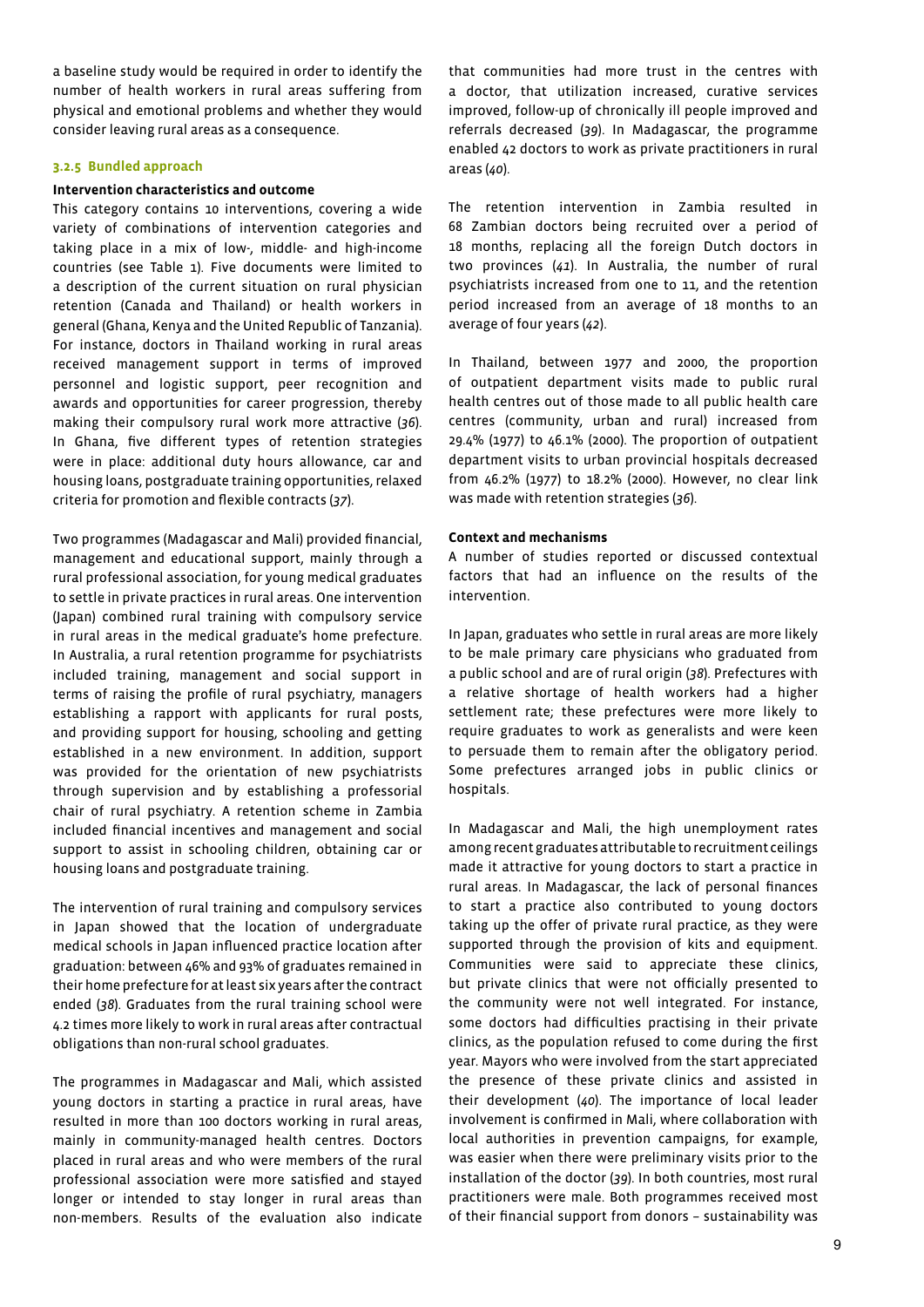a baseline study would be required in order to identify the number of health workers in rural areas suffering from physical and emotional problems and whether they would consider leaving rural areas as a consequence.

### 3.2.5 Bundled approach

**Intervention characteristics and outcome**

This category contains 10 interventions, covering a wide variety of combinations of intervention categories and taking place in a mix of low-, middle- and high-income countries (see Table 1). Five documents were limited to a description of the current situation on rural physician retention (Canada and Thailand) or health workers in general (Ghana, Kenya and the United Republic of Tanzania). For instance, doctors in Thailand working in rural areas received management support in terms of improved personnel and logistic support, peer recognition and awards and opportunities for career progression, thereby making their compulsory rural work more attractive (*36*). In Ghana, five different types of retention strategies were in place: additional duty hours allowance, car and housing loans, postgraduate training opportunities, relaxed criteria for promotion and flexible contracts (*37*).

Two programmes (Madagascar and Mali) provided financial, management and educational support, mainly through a rural professional association, for young medical graduates to settle in private practices in rural areas. One intervention (Japan) combined rural training with compulsory service in rural areas in the medical graduate's home prefecture. In Australia, a rural retention programme for psychiatrists included training, management and social support in terms of raising the profile of rural psychiatry, managers establishing a rapport with applicants for rural posts, and providing support for housing, schooling and getting established in a new environment. In addition, support was provided for the orientation of new psychiatrists through supervision and by establishing a professorial chair of rural psychiatry. A retention scheme in Zambia included financial incentives and management and social support to assist in schooling children, obtaining car or housing loans and postgraduate training.

The intervention of rural training and compulsory services in Japan showed that the location of undergraduate medical schools in Japan influenced practice location after graduation: between 46% and 93% of graduates remained in their home prefecture for at least six years after the contract ended (*38*). Graduates from the rural training school were 4.2 times more likely to work in rural areas after contractual obligations than non-rural school graduates.

The programmes in Madagascar and Mali, which assisted young doctors in starting a practice in rural areas, have resulted in more than 100 doctors working in rural areas, mainly in community-managed health centres. Doctors placed in rural areas and who were members of the rural professional association were more satisfied and stayed longer or intended to stay longer in rural areas than non-members. Results of the evaluation also indicate that communities had more trust in the centres with a doctor, that utilization increased, curative services improved, follow-up of chronically ill people improved and referrals decreased (*39*). In Madagascar, the programme enabled 42 doctors to work as private practitioners in rural areas (*40*).

The retention intervention in Zambia resulted in 68 Zambian doctors being recruited over a period of 18 months, replacing all the foreign Dutch doctors in two provinces (*41*). In Australia, the number of rural psychiatrists increased from one to 11, and the retention period increased from an average of 18 months to an average of four years (*42*).

In Thailand, between 1977 and 2000, the proportion of outpatient department visits made to public rural health centres out of those made to all public health care centres (community, urban and rural) increased from 29.4% (1977) to 46.1% (2000). The proportion of outpatient department visits to urban provincial hospitals decreased from 46.2% (1977) to 18.2% (2000). However, no clear link was made with retention strategies (*36*).

**Context and mechanisms**

A number of studies reported or discussed contextual factors that had an influence on the results of the intervention.

In Japan, graduates who settle in rural areas are more likely to be male primary care physicians who graduated from a public school and are of rural origin (*38*). Prefectures with a relative shortage of health workers had a higher settlement rate; these prefectures were more likely to require graduates to work as generalists and were keen to persuade them to remain after the obligatory period. Some prefectures arranged jobs in public clinics or hospitals.

In Madagascar and Mali, the high unemployment rates among recent graduates attributable to recruitment ceilings made it attractive for young doctors to start a practice in rural areas. In Madagascar, the lack of personal finances to start a practice also contributed to young doctors taking up the offer of private rural practice, as they were supported through the provision of kits and equipment. Communities were said to appreciate these clinics, but private clinics that were not officially presented to the community were not well integrated. For instance, some doctors had difficulties practising in their private clinics, as the population refused to come during the first year. Mayors who were involved from the start appreciated the presence of these private clinics and assisted in their development (*40*). The importance of local leader involvement is confirmed in Mali, where collaboration with local authorities in prevention campaigns, for example, was easier when there were preliminary visits prior to the installation of the doctor (*39*). In both countries, most rural practitioners were male. Both programmes received most of their financial support from donors – sustainability was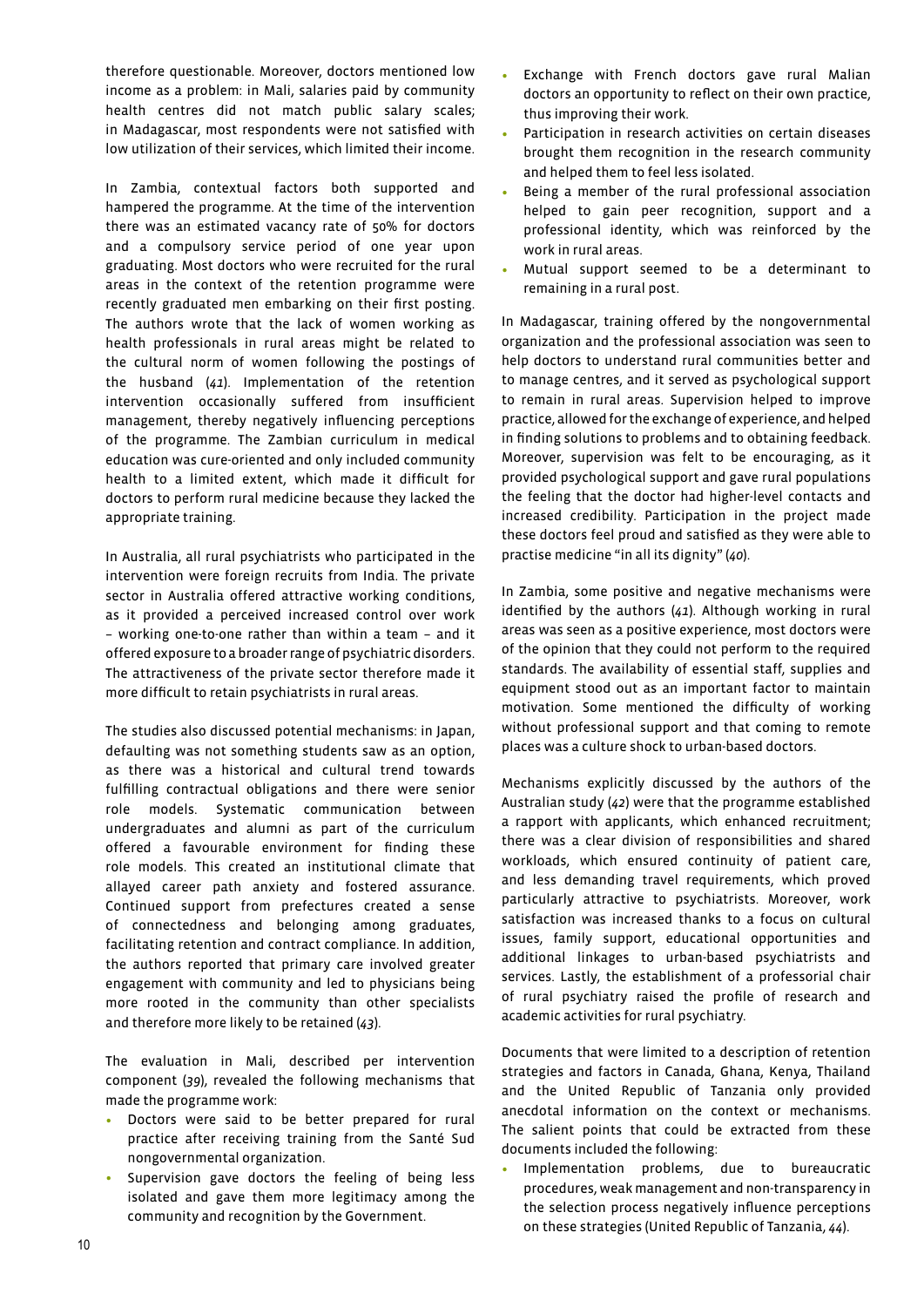therefore questionable. Moreover, doctors mentioned low income as a problem: in Mali, salaries paid by community health centres did not match public salary scales; in Madagascar, most respondents were not satisfied with low utilization of their services, which limited their income.

In Zambia, contextual factors both supported and hampered the programme. At the time of the intervention there was an estimated vacancy rate of 50% for doctors and a compulsory service period of one year upon graduating. Most doctors who were recruited for the rural areas in the context of the retention programme were recently graduated men embarking on their first posting. The authors wrote that the lack of women working as health professionals in rural areas might be related to the cultural norm of women following the postings of the husband (*41*). Implementation of the retention intervention occasionally suffered from insufficient management, thereby negatively influencing perceptions of the programme. The Zambian curriculum in medical education was cure-oriented and only included community health to a limited extent, which made it difficult for doctors to perform rural medicine because they lacked the appropriate training.

In Australia, all rural psychiatrists who participated in the intervention were foreign recruits from India. The private sector in Australia offered attractive working conditions, as it provided a perceived increased control over work – working one-to-one rather than within a team – and it offered exposure to a broader range of psychiatric disorders. The attractiveness of the private sector therefore made it more difficult to retain psychiatrists in rural areas.

The studies also discussed potential mechanisms: in Japan, defaulting was not something students saw as an option, as there was a historical and cultural trend towards fulfilling contractual obligations and there were senior role models. Systematic communication between undergraduates and alumni as part of the curriculum offered a favourable environment for finding these role models. This created an institutional climate that allayed career path anxiety and fostered assurance. Continued support from prefectures created a sense of connectedness and belonging among graduates, facilitating retention and contract compliance. In addition, the authors reported that primary care involved greater engagement with community and led to physicians being more rooted in the community than other specialists and therefore more likely to be retained (*43*).

The evaluation in Mali, described per intervention component (*39*), revealed the following mechanisms that made the programme work:

- Doctors were said to be better prepared for rural practice after receiving training from the Santé Sud nongovernmental organization.
- Supervision gave doctors the feeling of being less isolated and gave them more legitimacy among the community and recognition by the Government.
- Exchange with French doctors gave rural Malian doctors an opportunity to reflect on their own practice, thus improving their work.
- Participation in research activities on certain diseases brought them recognition in the research community and helped them to feel less isolated.
- Being a member of the rural professional association helped to gain peer recognition, support and a professional identity, which was reinforced by the work in rural areas.
- Mutual support seemed to be a determinant to remaining in a rural post.

In Madagascar, training offered by the nongovernmental organization and the professional association was seen to help doctors to understand rural communities better and to manage centres, and it served as psychological support to remain in rural areas. Supervision helped to improve practice, allowed for the exchange of experience, and helped in finding solutions to problems and to obtaining feedback. Moreover, supervision was felt to be encouraging, as it provided psychological support and gave rural populations the feeling that the doctor had higher-level contacts and increased credibility. Participation in the project made these doctors feel proud and satisfied as they were able to practise medicine "in all its dignity" (*40*).

In Zambia, some positive and negative mechanisms were identified by the authors (*41*). Although working in rural areas was seen as a positive experience, most doctors were of the opinion that they could not perform to the required standards. The availability of essential staff, supplies and equipment stood out as an important factor to maintain motivation. Some mentioned the difficulty of working without professional support and that coming to remote places was a culture shock to urban-based doctors.

Mechanisms explicitly discussed by the authors of the Australian study (*42*) were that the programme established a rapport with applicants, which enhanced recruitment; there was a clear division of responsibilities and shared workloads, which ensured continuity of patient care, and less demanding travel requirements, which proved particularly attractive to psychiatrists. Moreover, work satisfaction was increased thanks to a focus on cultural issues, family support, educational opportunities and additional linkages to urban-based psychiatrists and services. Lastly, the establishment of a professorial chair of rural psychiatry raised the profile of research and academic activities for rural psychiatry.

Documents that were limited to a description of retention strategies and factors in Canada, Ghana, Kenya, Thailand and the United Republic of Tanzania only provided anecdotal information on the context or mechanisms. The salient points that could be extracted from these documents included the following:

- Implementation problems, due to bureaucratic procedures, weak management and non-transparency in the selection process negatively influence perceptions on these strategies (United Republic of Tanzania, *44*).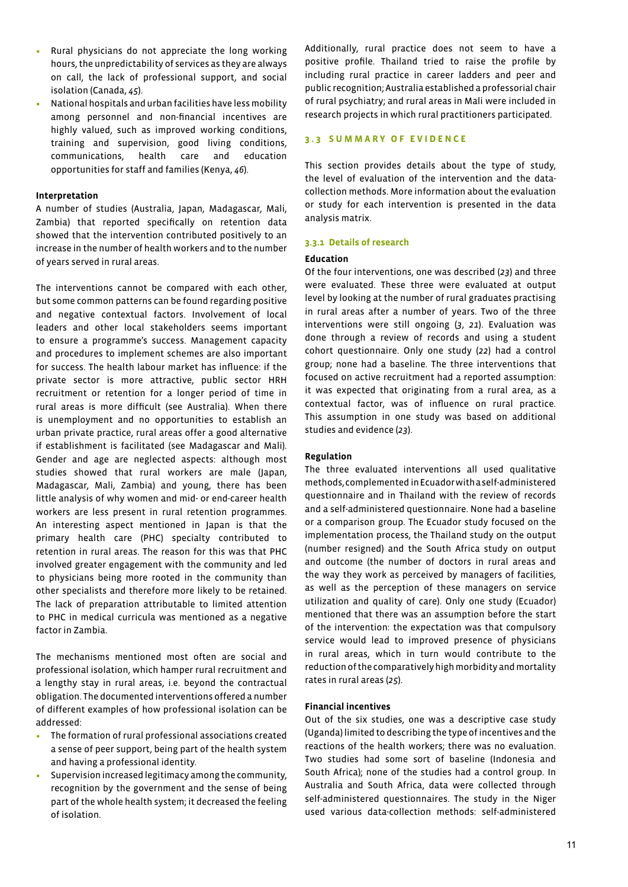- Rural physicians do not appreciate the long working hours, the unpredictability of services as they are always on call, the lack of professional support, and social isolation (Canada, *45*).
- National hospitals and urban facilities have less mobility among personnel and non-financial incentives are highly valued, such as improved working conditions, training and supervision, good living conditions, communications, health care and education opportunities for staff and families (Kenya, *46*).

**Interpretation**

A number of studies (Australia, Japan, Madagascar, Mali, Zambia) that reported specifically on retention data showed that the intervention contributed positively to an increase in the number of health workers and to the number of years served in rural areas.

The interventions cannot be compared with each other, but some common patterns can be found regarding positive and negative contextual factors. Involvement of local leaders and other local stakeholders seems important to ensure a programme's success. Management capacity and procedures to implement schemes are also important for success. The health labour market has influence: if the private sector is more attractive, public sector HRH recruitment or retention for a longer period of time in rural areas is more difficult (see Australia). When there is unemployment and no opportunities to establish an urban private practice, rural areas offer a good alternative if establishment is facilitated (see Madagascar and Mali). Gender and age are neglected aspects: although most studies showed that rural workers are male (Japan, Madagascar, Mali, Zambia) and young, there has been little analysis of why women and mid- or end-career health workers are less present in rural retention programmes. An interesting aspect mentioned in Japan is that the primary health care (PHC) specialty contributed to retention in rural areas. The reason for this was that PHC involved greater engagement with the community and led to physicians being more rooted in the community than other specialists and therefore more likely to be retained. The lack of preparation attributable to limited attention to PHC in medical curricula was mentioned as a negative factor in Zambia.

The mechanisms mentioned most often are social and professional isolation, which hamper rural recruitment and a lengthy stay in rural areas, i.e. beyond the contractual obligation. The documented interventions offered a number of different examples of how professional isolation can be addressed:

- The formation of rural professional associations created a sense of peer support, being part of the health system and having a professional identity.
- Supervision increased legitimacy among the community, recognition by the government and the sense of being part of the whole health system; it decreased the feeling of isolation.

Additionally, rural practice does not seem to have a positive profile. Thailand tried to raise the profile by including rural practice in career ladders and peer and public recognition; Australia established a professorial chair of rural psychiatry; and rural areas in Mali were included in research projects in which rural practitioners participated.

## 3.3 SUMMARY OF EVIDENCE

This section provides details about the type of study, the level of evaluation of the intervention and the data-collection methods. More information about the evaluation or study for each intervention is presented in the data analysis matrix.

### 3.3.1 Details of research

**Education**

Of the four interventions, one was described (*23*) and three were evaluated. These three were evaluated at output level by looking at the number of rural graduates practising in rural areas after a number of years. Two of the three interventions were still ongoing (*3*, *21*). Evaluation was done through a review of records and using a student cohort questionnaire. Only one study (*22*) had a control group; none had a baseline. The three interventions that focused on active recruitment had a reported assumption: it was expected that originating from a rural area, as a contextual factor, was of influence on rural practice. This assumption in one study was based on additional studies and evidence (*23*).

**Regulation**

The three evaluated interventions all used qualitative methods, complemented in Ecuador with a self-administered questionnaire and in Thailand with the review of records and a self-administered questionnaire. None had a baseline or a comparison group. The Ecuador study focused on the implementation process, the Thailand study on the output (number resigned) and the South Africa study on output and outcome (the number of doctors in rural areas and the way they work as perceived by managers of facilities, as well as the perception of these managers on service utilization and quality of care). Only one study (Ecuador) mentioned that there was an assumption before the start of the intervention: the expectation was that compulsory service would lead to improved presence of physicians in rural areas, which in turn would contribute to the reduction of the comparatively high morbidity and mortality rates in rural areas (*25*).

**Financial incentives**

Out of the six studies, one was a descriptive case study (Uganda) limited to describing the type of incentives and the reactions of the health workers; there was no evaluation. Two studies had some sort of baseline (Indonesia and South Africa); none of the studies had a control group. In Australia and South Africa, data were collected through self-administered questionnaires. The study in the Niger used various data-collection methods: self-administered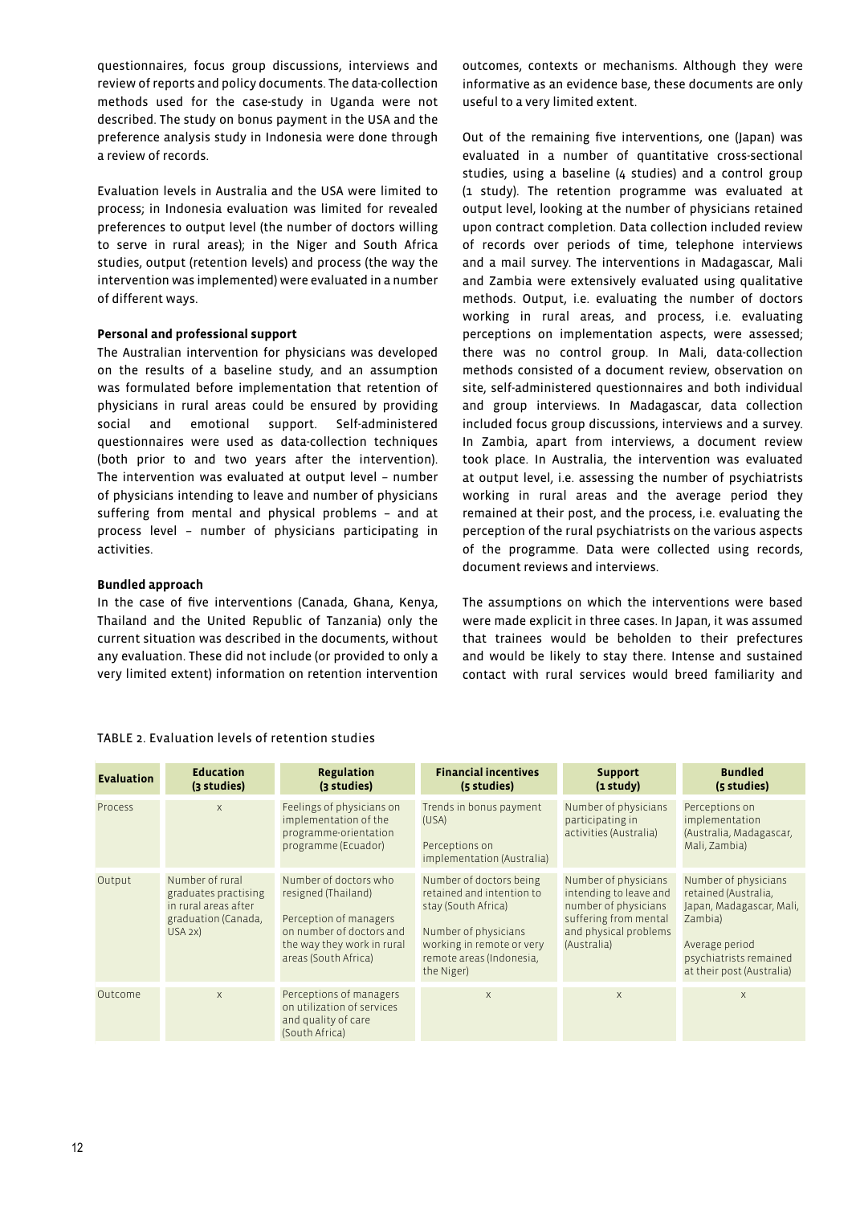questionnaires, focus group discussions, interviews and review of reports and policy documents. The data-collection methods used for the case-study in Uganda were not described. The study on bonus payment in the USA and the preference analysis study in Indonesia were done through a review of records.

Evaluation levels in Australia and the USA were limited to process; in Indonesia evaluation was limited for revealed preferences to output level (the number of doctors willing to serve in rural areas); in the Niger and South Africa studies, output (retention levels) and process (the way the intervention was implemented) were evaluated in a number of different ways.

**Personal and professional support**

The Australian intervention for physicians was developed on the results of a baseline study, and an assumption was formulated before implementation that retention of physicians in rural areas could be ensured by providing social and emotional support. Self-administered questionnaires were used as data-collection techniques (both prior to and two years after the intervention). The intervention was evaluated at output level – number of physicians intending to leave and number of physicians suffering from mental and physical problems – and at process level – number of physicians participating in activities.

**Bundled approach**

In the case of five interventions (Canada, Ghana, Kenya, Thailand and the United Republic of Tanzania) only the current situation was described in the documents, without any evaluation. These did not include (or provided to only a very limited extent) information on retention intervention outcomes, contexts or mechanisms. Although they were informative as an evidence base, these documents are only useful to a very limited extent.

Out of the remaining five interventions, one (Japan) was evaluated in a number of quantitative cross-sectional studies, using a baseline (4 studies) and a control group (1 study). The retention programme was evaluated at output level, looking at the number of physicians retained upon contract completion. Data collection included review of records over periods of time, telephone interviews and a mail survey. The interventions in Madagascar, Mali and Zambia were extensively evaluated using qualitative methods. Output, i.e. evaluating the number of doctors working in rural areas, and process, i.e. evaluating perceptions on implementation aspects, were assessed; there was no control group. In Mali, data-collection methods consisted of a document review, observation on site, self-administered questionnaires and both individual and group interviews. In Madagascar, data collection included focus group discussions, interviews and a survey. In Zambia, apart from interviews, a document review took place. In Australia, the intervention was evaluated at output level, i.e. assessing the number of psychiatrists working in rural areas and the average period they remained at their post, and the process, i.e. evaluating the perception of the rural psychiatrists on the various aspects of the programme. Data were collected using records, document reviews and interviews.

The assumptions on which the interventions were based were made explicit in three cases. In Japan, it was assumed that trainees would be beholden to their prefectures and would be likely to stay there. Intense and sustained contact with rural services would breed familiarity and

TABLE 2. Evaluation levels of retention studies

| Evaluation | Education (3 studies) | Regulation (3 studies) | Financial incentives (5 studies) | Support (1 study) | Bundled (5 studies) |
|---|---|---|---|---|---|
| Process | x | Feelings of physicians on implementation of the programme-orientation programme (Ecuador) | Trends in bonus payment (USA)<br><br>Perceptions on implementation (Australia) | Number of physicians participating in activities (Australia) | Perceptions on implementation (Australia, Madagascar, Mali, Zambia) |
| Output | Number of rural graduates practising in rural areas after graduation (Canada, USA 2x) | Number of doctors who resigned (Thailand)<br><br>Perception of managers on number of doctors and the way they work in rural areas (South Africa) | Number of doctors being retained and intention to stay (South Africa)<br><br>Number of physicians working in remote or very remote areas (Indonesia, the Niger) | Number of physicians intending to leave and number of physicians suffering from mental and physical problems (Australia) | Number of physicians retained (Australia, Japan, Madagascar, Mali, Zambia)<br><br>Average period psychiatrists remained at their post (Australia) |
| Outcome | x | Perceptions of managers on utilization of services and quality of care (South Africa) | x | x | x |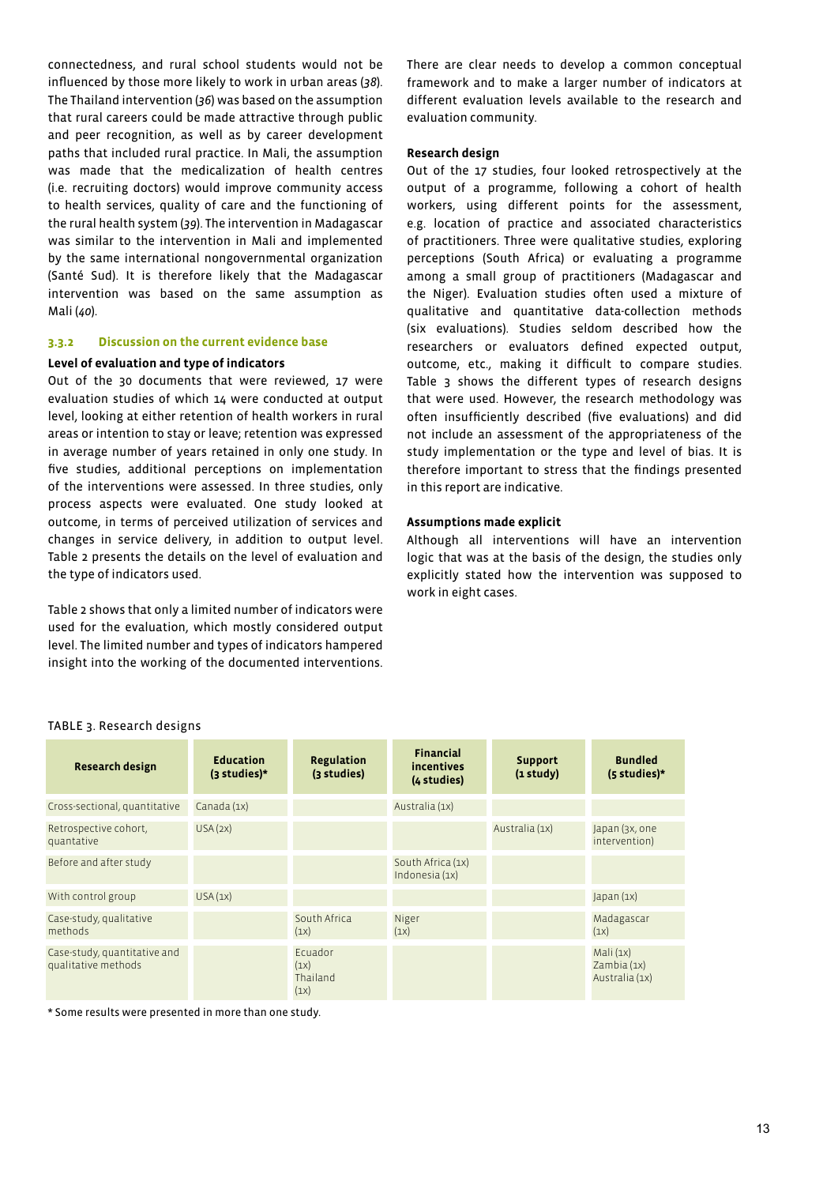connectedness, and rural school students would not be influenced by those more likely to work in urban areas (*38*). The Thailand intervention (*36*) was based on the assumption that rural careers could be made attractive through public and peer recognition, as well as by career development paths that included rural practice. In Mali, the assumption was made that the medicalization of health centres (i.e. recruiting doctors) would improve community access to health services, quality of care and the functioning of the rural health system (*39*). The intervention in Madagascar was similar to the intervention in Mali and implemented by the same international nongovernmental organization (Santé Sud). It is therefore likely that the Madagascar intervention was based on the same assumption as Mali (*40*).

### 3.3.2 Discussion on the current evidence base

**Level of evaluation and type of indicators**

Out of the 30 documents that were reviewed, 17 were evaluation studies of which 14 were conducted at output level, looking at either retention of health workers in rural areas or intention to stay or leave; retention was expressed in average number of years retained in only one study. In five studies, additional perceptions on implementation of the interventions were assessed. In three studies, only process aspects were evaluated. One study looked at outcome, in terms of perceived utilization of services and changes in service delivery, in addition to output level. Table 2 presents the details on the level of evaluation and the type of indicators used.

Table 2 shows that only a limited number of indicators were used for the evaluation, which mostly considered output level. The limited number and types of indicators hampered insight into the working of the documented interventions. There are clear needs to develop a common conceptual framework and to make a larger number of indicators at different evaluation levels available to the research and evaluation community.

**Research design**

Out of the 17 studies, four looked retrospectively at the output of a programme, following a cohort of health workers, using different points for the assessment, e.g. location of practice and associated characteristics of practitioners. Three were qualitative studies, exploring perceptions (South Africa) or evaluating a programme among a small group of practitioners (Madagascar and the Niger). Evaluation studies often used a mixture of qualitative and quantitative data-collection methods (six evaluations). Studies seldom described how the researchers or evaluators defined expected output, outcome, etc., making it difficult to compare studies. Table 3 shows the different types of research designs that were used. However, the research methodology was often insufficiently described (five evaluations) and did not include an assessment of the appropriateness of the study implementation or the type and level of bias. It is therefore important to stress that the findings presented in this report are indicative.

**Assumptions made explicit**

Although all interventions will have an intervention logic that was at the basis of the design, the studies only explicitly stated how the intervention was supposed to work in eight cases.

TABLE 3. Research designs

| Research design | Education (3 studies)* | Regulation (3 studies) | Financial incentives (4 studies) | Support (1 study) | Bundled (5 studies)* |
|---|---|---|---|---|---|
| Cross-sectional, quantitative | Canada (1x) | | Australia (1x) | | |
| Retrospective cohort, quantative | USA (2x) | | | Australia (1x) | Japan (3x, one intervention) |
| Before and after study | | | South Africa (1x) Indonesia (1x) | | |
| With control group | USA (1x) | | | | Japan (1x) |
| Case-study, qualitative methods | | South Africa (1x) | Niger (1x) | | Madagascar (1x) |
| Case-study, quantitative and qualitative methods | | Ecuador (1x) Thailand (1x) | | | Mali (1x) Zambia (1x) Australia (1x) |

* Some results were presented in more than one study.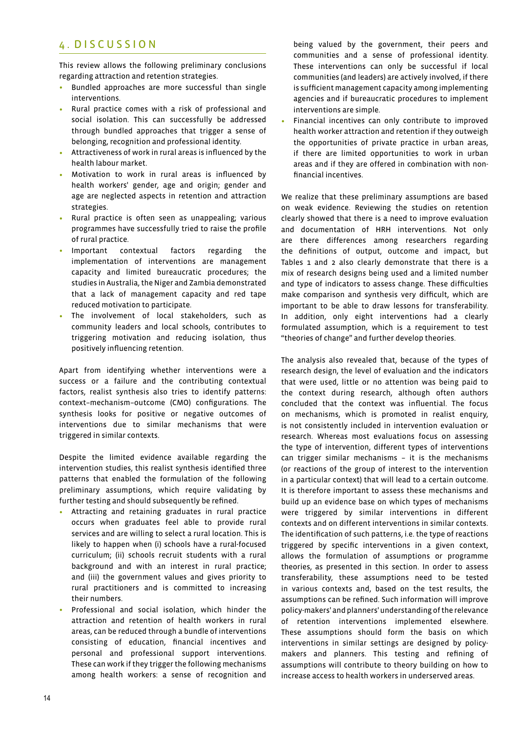## 4. DISCUSSION

This review allows the following preliminary conclusions regarding attraction and retention strategies.

- Bundled approaches are more successful than single interventions.
- Rural practice comes with a risk of professional and social isolation. This can successfully be addressed through bundled approaches that trigger a sense of belonging, recognition and professional identity.
- Attractiveness of work in rural areas is influenced by the health labour market.
- Motivation to work in rural areas is influenced by health workers' gender, age and origin; gender and age are neglected aspects in retention and attraction strategies.
- Rural practice is often seen as unappealing; various programmes have successfully tried to raise the profile of rural practice.
- Important contextual factors regarding the implementation of interventions are management capacity and limited bureaucratic procedures; the studies in Australia, the Niger and Zambia demonstrated that a lack of management capacity and red tape reduced motivation to participate.
- The involvement of local stakeholders, such as community leaders and local schools, contributes to triggering motivation and reducing isolation, thus positively influencing retention.

Apart from identifying whether interventions were a success or a failure and the contributing contextual factors, realist synthesis also tries to identify patterns: context–mechanism–outcome (CMO) configurations. The synthesis looks for positive or negative outcomes of interventions due to similar mechanisms that were triggered in similar contexts.

Despite the limited evidence available regarding the intervention studies, this realist synthesis identified three patterns that enabled the formulation of the following preliminary assumptions, which require validating by further testing and should subsequently be refined.

- Attracting and retaining graduates in rural practice occurs when graduates feel able to provide rural services and are willing to select a rural location. This is likely to happen when (i) schools have a rural-focused curriculum; (ii) schools recruit students with a rural background and with an interest in rural practice; and (iii) the government values and gives priority to rural practitioners and is committed to increasing their numbers.
- Professional and social isolation, which hinder the attraction and retention of health workers in rural areas, can be reduced through a bundle of interventions consisting of education, financial incentives and personal and professional support interventions. These can work if they trigger the following mechanisms among health workers: a sense of recognition and being valued by the government, their peers and communities and a sense of professional identity. These interventions can only be successful if local communities (and leaders) are actively involved, if there is sufficient management capacity among implementing agencies and if bureaucratic procedures to implement interventions are simple.
- Financial incentives can only contribute to improved health worker attraction and retention if they outweigh the opportunities of private practice in urban areas, if there are limited opportunities to work in urban areas and if they are offered in combination with non-financial incentives.

We realize that these preliminary assumptions are based on weak evidence. Reviewing the studies on retention clearly showed that there is a need to improve evaluation and documentation of HRH interventions. Not only are there differences among researchers regarding the definitions of output, outcome and impact, but Tables 1 and 2 also clearly demonstrate that there is a mix of research designs being used and a limited number and type of indicators to assess change. These difficulties make comparison and synthesis very difficult, which are important to be able to draw lessons for transferability. In addition, only eight interventions had a clearly formulated assumption, which is a requirement to test "theories of change" and further develop theories.

The analysis also revealed that, because of the types of research design, the level of evaluation and the indicators that were used, little or no attention was being paid to the context during research, although often authors concluded that the context was influential. The focus on mechanisms, which is promoted in realist enquiry, is not consistently included in intervention evaluation or research. Whereas most evaluations focus on assessing the type of intervention, different types of interventions can trigger similar mechanisms – it is the mechanisms (or reactions of the group of reactions to the intervention in a particular context) that will lead to a certain outcome. It is therefore important to assess these mechanisms and build up an evidence base on which types of mechanisms were triggered by similar interventions in different contexts and on different interventions in similar contexts. The identification of such patterns, i.e. the type of reactions triggered by specific interventions in a given context, allows the formulation of assumptions or programme theories, as presented in this section. In order to assess transferability, these assumptions need to be tested in various contexts and, based on the test results, the assumptions can be refined. Such information will improve policy-makers' and planners' understanding of the relevance of retention interventions implemented elsewhere. These assumptions should form the basis on which interventions in similar settings are designed by policy-makers and planners. This testing and refining of assumptions will contribute to theory building on how to increase access to health workers in underserved areas.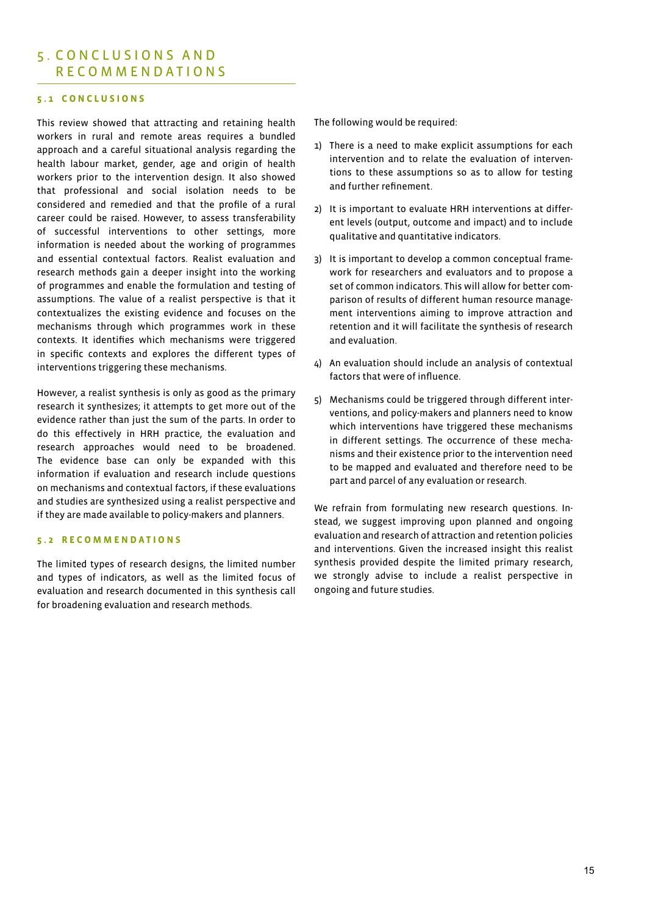# 5. CONCLUSIONS AND RECOMMENDATIONS

## 5.1 CONCLUSIONS

This review showed that attracting and retaining health workers in rural and remote areas requires a bundled approach and a careful situational analysis regarding the health labour market, gender, age and origin of health workers prior to the intervention design. It also showed that professional and social isolation needs to be considered and remedied and that the profile of a rural career could be raised. However, to assess transferability of successful interventions to other settings, more information is needed about the working of programmes and essential contextual factors. Realist evaluation and research methods gain a deeper insight into the working of programmes and enable the formulation and testing of assumptions. The value of a realist perspective is that it contextualizes the existing evidence and focuses on the mechanisms through which programmes work in these contexts. It identifies which mechanisms were triggered in specific contexts and explores the different types of interventions triggering these mechanisms.

However, a realist synthesis is only as good as the primary research it synthesizes; it attempts to get more out of the evidence rather than just the sum of the parts. In order to do this effectively in HRH practice, the evaluation and research approaches would need to be broadened. The evidence base can only be expanded with this information if evaluation and research include questions on mechanisms and contextual factors, if these evaluations and studies are synthesized using a realist perspective and if they are made available to policy-makers and planners.

## 5.2 RECOMMENDATIONS

The limited types of research designs, the limited number and types of indicators, as well as the limited focus of evaluation and research documented in this synthesis call for broadening evaluation and research methods.

The following would be required:

1) There is a need to make explicit assumptions for each intervention and to relate the evaluation of interventions to these assumptions so as to allow for testing and further refinement.

2) It is important to evaluate HRH interventions at different levels (output, outcome and impact) and to include qualitative and quantitative indicators.

3) It is important to develop a common conceptual framework for researchers and evaluators and to propose a set of common indicators. This will allow for better comparison of results of different human resource management interventions aiming to improve attraction and retention and it will facilitate the synthesis of research and evaluation.

4) An evaluation should include an analysis of contextual factors that were of influence.

5) Mechanisms could be triggered through different interventions, and policy-makers and planners need to know which interventions have triggered these mechanisms in different settings. The occurrence of these mechanisms and their existence prior to the intervention need to be mapped and evaluated and therefore need to be part and parcel of any evaluation or research.

We refrain from formulating new research questions. Instead, we suggest improving upon planned and ongoing evaluation and research of attraction and retention policies and interventions. Given the increased insight this realist synthesis provided despite the limited primary research, we strongly advise to include a realist perspective in ongoing and future studies.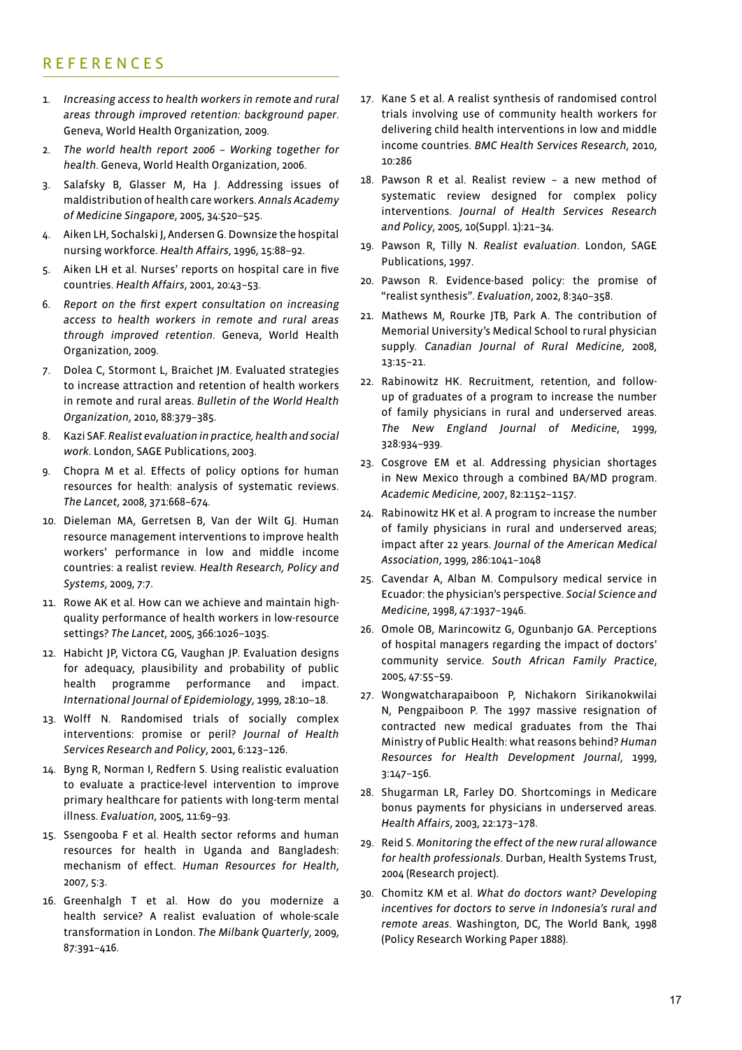# REFERENCES

1. *Increasing access to health workers in remote and rural areas through improved retention: background paper.* Geneva, World Health Organization, 2009.
2. *The world health report 2006 – Working together for health.* Geneva, World Health Organization, 2006.
3. Salafsky B, Glasser M, Ha J. Addressing issues of maldistribution of health care workers. *Annals Academy of Medicine Singapore*, 2005, 34:520–525.
4. Aiken LH, Sochalski J, Andersen G. Downsize the hospital nursing workforce. *Health Affairs*, 1996, 15:88–92.
5. Aiken LH et al. Nurses' reports on hospital care in five countries. *Health Affairs*, 2001, 20:43–53.
6. *Report on the first expert consultation on increasing access to health workers in remote and rural areas through improved retention.* Geneva, World Health Organization, 2009.
7. Dolea C, Stormont L, Braichet JM. Evaluated strategies to increase attraction and retention of health workers in remote and rural areas. *Bulletin of the World Health Organization*, 2010, 88:379–385.
8. Kazi SAF. *Realist evaluation in practice, health and social work*. London, SAGE Publications, 2003.
9. Chopra M et al. Effects of policy options for human resources for health: analysis of systematic reviews. *The Lancet*, 2008, 371:668–674.
10. Dieleman MA, Gerretsen B, Van der Wilt GJ. Human resource management interventions to improve health workers' performance in low and middle income countries: a realist review. *Health Research, Policy and Systems*, 2009, 7:7.
11. Rowe AK et al. How can we achieve and maintain high-quality performance of health workers in low-resource settings? *The Lancet*, 2005, 366:1026–1035.
12. Habicht JP, Victora CG, Vaughan JP. Evaluation designs for adequacy, plausibility and probability of public health programme performance and impact. *International Journal of Epidemiology*, 1999, 28:10–18.
13. Wolff N. Randomised trials of socially complex interventions: promise or peril? *Journal of Health Services Research and Policy*, 2001, 6:123–126.
14. Byng R, Norman I, Redfern S. Using realistic evaluation to evaluate a practice-level intervention to improve primary healthcare for patients with long-term mental illness. *Evaluation*, 2005, 11:69–93.
15. Ssengooba F et al. Health sector reforms and human resources for health in Uganda and Bangladesh: mechanism of effect. *Human Resources for Health*, 2007, 5:3.
16. Greenhalgh T et al. How do you modernize a health service? A realist evaluation of whole-scale transformation in London. *The Milbank Quarterly*, 2009, 87:391–416.
17. Kane S et al. A realist synthesis of randomised control trials involving use of community health workers for delivering child health interventions in low and middle income countries. *BMC Health Services Research*, 2010, 10:286
18. Pawson R et al. Realist review – a new method of systematic review designed for complex policy interventions. *Journal of Health Services Research and Policy*, 2005, 10(Suppl. 1):21–34.
19. Pawson R, Tilly N. *Realist evaluation*. London, SAGE Publications, 1997.
20. Pawson R. Evidence-based policy: the promise of "realist synthesis". *Evaluation*, 2002, 8:340–358.
21. Mathews M, Rourke JTB, Park A. The contribution of Memorial University's Medical School to rural physician supply. *Canadian Journal of Rural Medicine*, 2008, 13:15–21.
22. Rabinowitz HK. Recruitment, retention, and follow-up of graduates of a program to increase the number of family physicians in rural and underserved areas. *The New England Journal of Medicine*, 1999, 328:934–939.
23. Cosgrove EM et al. Addressing physician shortages in New Mexico through a combined BA/MD program. *Academic Medicine*, 2007, 82:1152–1157.
24. Rabinowitz HK et al. A program to increase the number of family physicians in rural and underserved areas; impact after 22 years. *Journal of the American Medical Association*, 1999, 286:1041–1048
25. Cavendar A, Alban M. Compulsory medical service in Ecuador: the physician's perspective. *Social Science and Medicine*, 1998, 47:1937–1946.
26. Omole OB, Marincowitz G, Ogunbanjo GA. Perceptions of hospital managers regarding the impact of doctors' community service. *South African Family Practice*, 2005, 47:55–59.
27. Wongwatcharapaiboon P, Nichakorn Sirikanokwilai N, Pengpaiboon P. The 1997 massive resignation of contracted new medical graduates from the Thai Ministry of Public Health: what reasons behind? *Human Resources for Health Development Journal*, 1999, 3:147–156.
28. Shugarman LR, Farley DO. Shortcomings in Medicare bonus payments for physicians in underserved areas. *Health Affairs*, 2003, 22:173–178.
29. Reid S. *Monitoring the effect of the new rural allowance for health professionals*. Durban, Health Systems Trust, 2004 (Research project).
30. Chomitz KM et al. *What do doctors want? Developing incentives for doctors to serve in Indonesia's rural and remote areas.* Washington, DC, The World Bank, 1998 (Policy Research Working Paper 1888).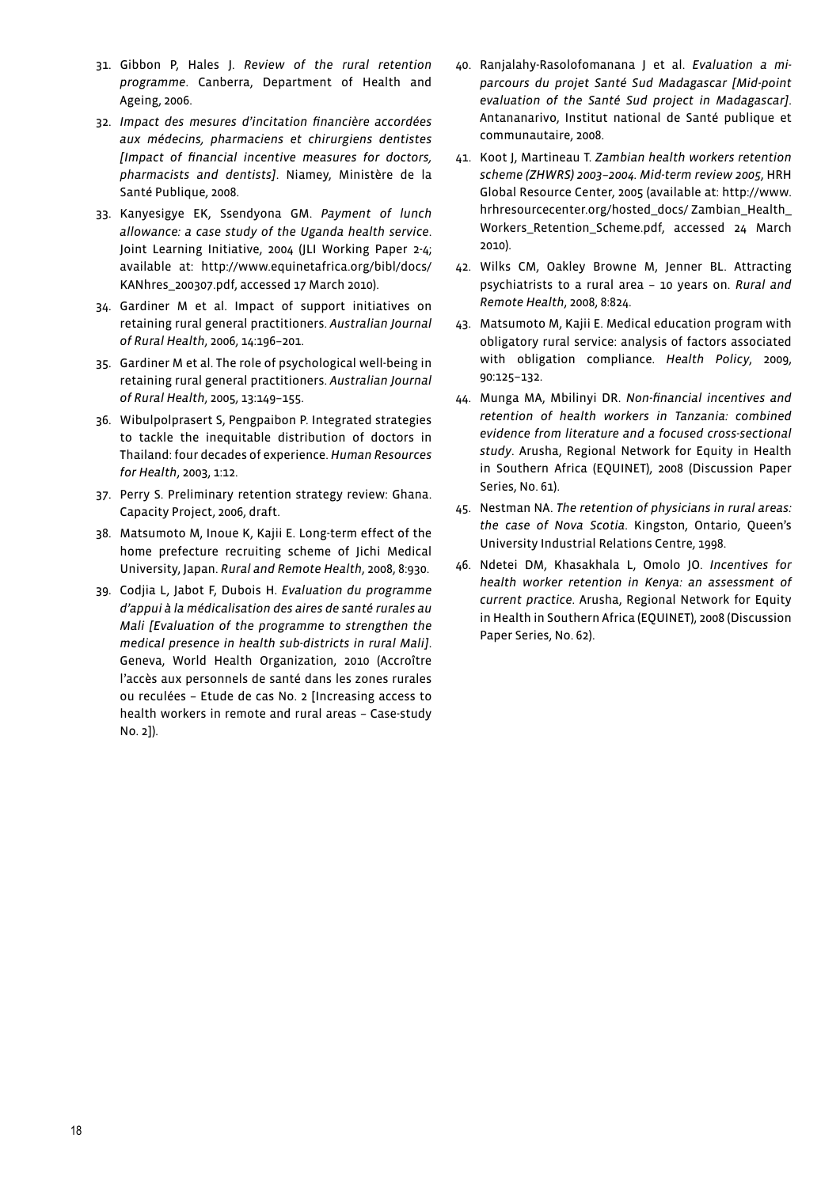31. Gibbon P, Hales J. *Review of the rural retention programme*. Canberra, Department of Health and Ageing, 2006.
32. *Impact des mesures d'incitation financière accordées aux médecins, pharmaciens et chirurgiens dentistes [Impact of financial incentive measures for doctors, pharmacists and dentists]*. Niamey, Ministère de la Santé Publique, 2008.
33. Kanyesigye EK, Ssendyona GM. *Payment of lunch allowance: a case study of the Uganda health service*. Joint Learning Initiative, 2004 (JLI Working Paper 2-4; available at: http://www.equinetafrica.org/bibl/docs/KANhres_200307.pdf, accessed 17 March 2010).
34. Gardiner M et al. Impact of support initiatives on retaining rural general practitioners. *Australian Journal of Rural Health*, 2006, 14:196–201.
35. Gardiner M et al. The role of psychological well-being in retaining rural general practitioners. *Australian Journal of Rural Health*, 2005, 13:149–155.
36. Wibulpolprasert S, Pengpaibon P. Integrated strategies to tackle the inequitable distribution of doctors in Thailand: four decades of experience. *Human Resources for Health*, 2003, 1:12.
37. Perry S. Preliminary retention strategy review: Ghana. Capacity Project, 2006, draft.
38. Matsumoto M, Inoue K, Kajii E. Long-term effect of the home prefecture recruiting scheme of Jichi Medical University, Japan. *Rural and Remote Health*, 2008, 8:930.
39. Codjia L, Jabot F, Dubois H. *Evaluation du programme d'appui à la médicalisation des aires de santé rurales au Mali [Evaluation of the programme to strengthen the medical presence in health sub-districts in rural Mali]*. Geneva, World Health Organization, 2010 (Accroître l'accès aux personnels de santé dans les zones rurales ou reculées – Etude de cas No. 2 [Increasing access to health workers in remote and rural areas – Case-study No. 2]).
40. Ranjalahy-Rasolofomanana J et al. *Evaluation a mi-parcours du projet Santé Sud Madagascar [Mid-point evaluation of the Santé Sud project in Madagascar]*. Antananarivo, Institut national de Santé publique et communautaire, 2008.
41. Koot J, Martineau T. *Zambian health workers retention scheme (ZHWRS) 2003–2004. Mid-term review 2005*, HRH Global Resource Center, 2005 (available at: http://www.hrhresourcecenter.org/hosted_docs/ Zambian_Health_Workers_Retention_Scheme.pdf, accessed 24 March 2010).
42. Wilks CM, Oakley Browne M, Jenner BL. Attracting psychiatrists to a rural area – 10 years on. *Rural and Remote Health*, 2008, 8:824.
43. Matsumoto M, Kajii E. Medical education program with obligatory rural service: analysis of factors associated with obligation compliance. *Health Policy*, 2009, 90:125–132.
44. Munga MA, Mbilinyi DR. *Non-financial incentives and retention of health workers in Tanzania: combined evidence from literature and a focused cross-sectional study*. Arusha, Regional Network for Equity in Health in Southern Africa (EQUINET), 2008 (Discussion Paper Series, No. 61).
45. Nestman NA. *The retention of physicians in rural areas: the case of Nova Scotia*. Kingston, Ontario, Queen's University Industrial Relations Centre, 1998.
46. Ndetei DM, Khasakhala L, Omolo JO. *Incentives for health worker retention in Kenya: an assessment of current practice*. Arusha, Regional Network for Equity in Health in Southern Africa (EQUINET), 2008 (Discussion Paper Series, No. 62).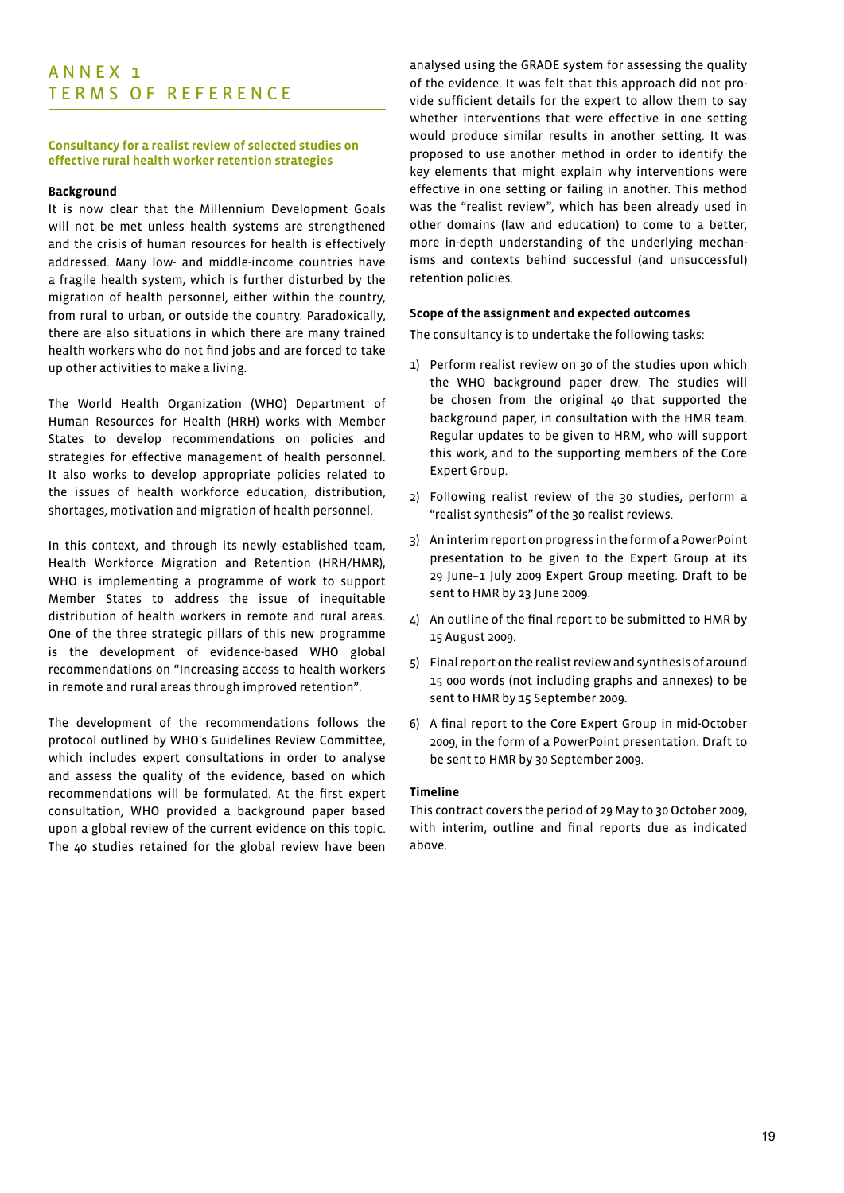# ANNEX 1
# TERMS OF REFERENCE

**Consultancy for a realist review of selected studies on effective rural health worker retention strategies**

**Background**

It is now clear that the Millennium Development Goals will not be met unless health systems are strengthened and the crisis of human resources for health is effectively addressed. Many low- and middle-income countries have a fragile health system, which is further disturbed by the migration of health personnel, either within the country, from rural to urban, or outside the country. Paradoxically, there are also situations in which there are many trained health workers who do not find jobs and are forced to take up other activities to make a living.

The World Health Organization (WHO) Department of Human Resources for Health (HRH) works with Member States to develop recommendations on policies and strategies for effective management of health personnel. It also works to develop appropriate policies related to the issues of health workforce education, distribution, shortages, motivation and migration of health personnel.

In this context, and through its newly established team, Health Workforce Migration and Retention (HRH/HMR), WHO is implementing a programme of work to support Member States to address the issue of inequitable distribution of health workers in remote and rural areas. One of the three strategic pillars of this new programme is the development of evidence-based WHO global recommendations on "Increasing access to health workers in remote and rural areas through improved retention".

The development of the recommendations follows the protocol outlined by WHO's Guidelines Review Committee, which includes expert consultations in order to analyse and assess the quality of the evidence, based on which recommendations will be formulated. At the first expert consultation, WHO provided a background paper based upon a global review of the current evidence on this topic. The 40 studies retained for the global review have been analysed using the GRADE system for assessing the quality of the evidence. It was felt that this approach did not provide sufficient details for the expert to allow them to say whether interventions that were effective in one setting would produce similar results in another setting. It was proposed to use another method in order to identify the key elements that might explain why interventions were effective in one setting or failing in another. This method was the "realist review", which has been already used in other domains (law and education) to come to a better, more in-depth understanding of the underlying mechanisms and contexts behind successful (and unsuccessful) retention policies.

**Scope of the assignment and expected outcomes**

The consultancy is to undertake the following tasks:

1) Perform realist review on 30 of the studies upon which the WHO background paper drew. The studies will be chosen from the original 40 that supported the background paper, in consultation with the HMR team. Regular updates to be given to HRM, who will support this work, and to the supporting members of the Core Expert Group.
2) Following realist review of the 30 studies, perform a "realist synthesis" of the 30 realist reviews.
3) An interim report on progress in the form of a PowerPoint presentation to be given to the Expert Group at its 29 June–1 July 2009 Expert Group meeting. Draft to be sent to HMR by 23 June 2009.
4) An outline of the final report to be submitted to HMR by 15 August 2009.
5) Final report on the realist review and synthesis of around 15 000 words (not including graphs and annexes) to be sent to HMR by 15 September 2009.
6) A final report to the Core Expert Group in mid-October 2009, in the form of a PowerPoint presentation. Draft to be sent to HMR by 30 September 2009.

**Timeline**

This contract covers the period of 29 May to 30 October 2009, with interim, outline and final reports due as indicated above.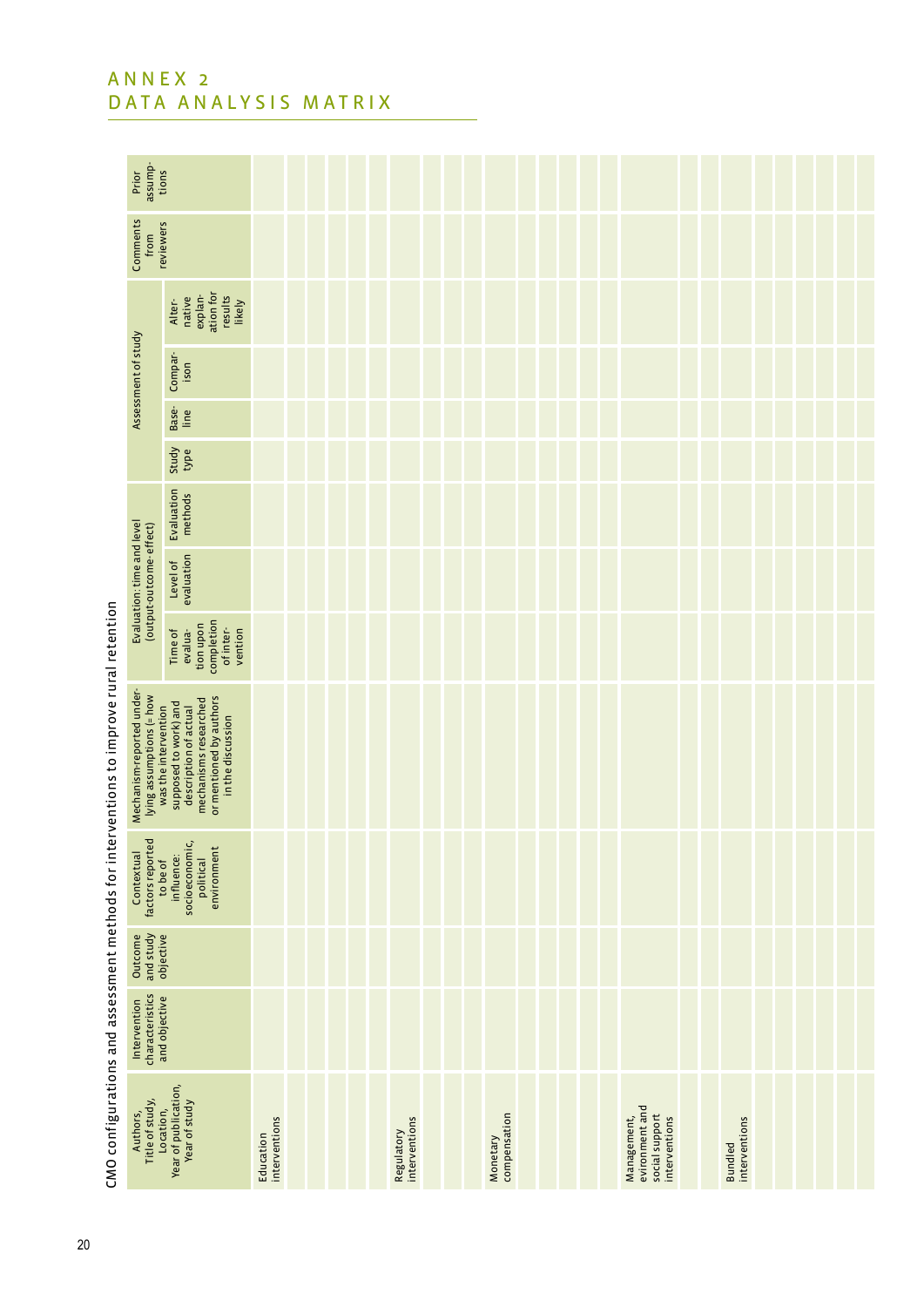# ANNEX 2
# DATA ANALYSIS MATRIX

CMO configurations and assessment methods for interventions to improve rural retention

| Authors, Title of study, Location, Year of publication, Year of study | Intervention characteristics and objective | Outcome and study objective | Contextual factors reported to be of influence: socioeconomic, political environment | Mechanism-reported underlying assumptions (= how was the intervention supposed to work) and description of actual mechanisms researched or mentioned by authors in the discussion | Evaluation: time and level (output-outcome-effect) | | | Assessment of study | | | | Comments from reviewers | Prior assumptions |
|---|---|---|---|---|---|---|---|---|---|---|---|---|---|
| | | | | | Time of evaluation upon completion of intervention | Level of evaluation | Evaluation methods | Study type | Baseline | Comparison | Alternative explanation for results likely | | |
| Education interventions | | | | | | | | | | | | | |
| | | | | | | | | | | | | | |
| | | | | | | | | | | | | | |
| | | | | | | | | | | | | | |
| | | | | | | | | | | | | | |
| | | | | | | | | | | | | | |
| Regulatory interventions | | | | | | | | | | | | | |
| | | | | | | | | | | | | | |
| | | | | | | | | | | | | | |
| | | | | | | | | | | | | | |
| Monetary compensation | | | | | | | | | | | | | |
| | | | | | | | | | | | | | |
| | | | | | | | | | | | | | |
| | | | | | | | | | | | | | |
| | | | | | | | | | | | | | |
| | | | | | | | | | | | | | |
| Management, evironment and social support interventions | | | | | | | | | | | | | |
| | | | | | | | | | | | | | |
| | | | | | | | | | | | | | |
| Bundled interventions | | | | | | | | | | | | | |
| | | | | | | | | | | | | | |
| | | | | | | | | | | | | | |
| | | | | | | | | | | | | | |
| | | | | | | | | | | | | | |
| | | | | | | | | | | | | | |
| | | | | | | | | | | | | | |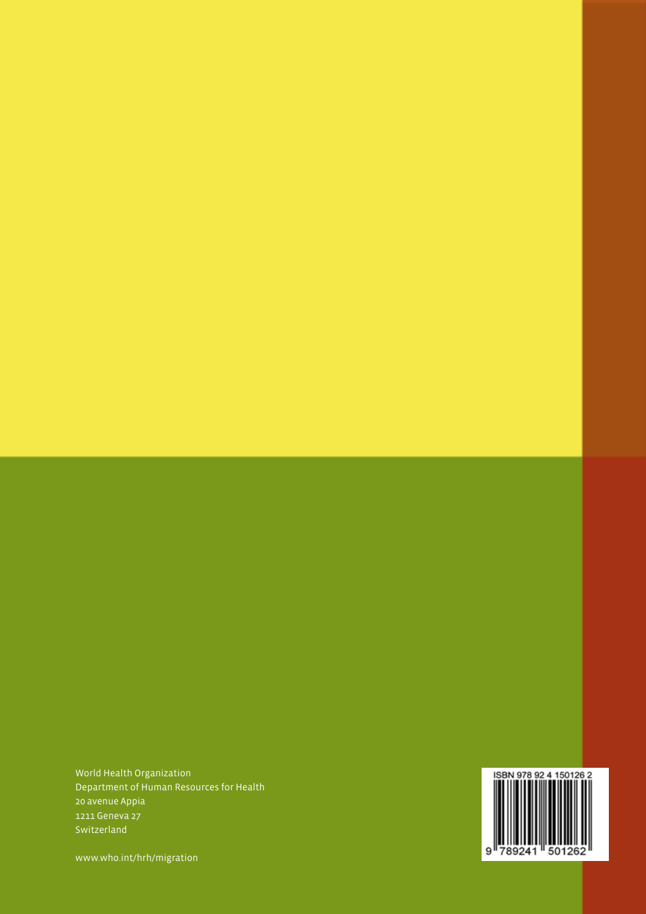World Health Organization
Department of Human Resources for Health
20 avenue Appia
1211 Geneva 27
Switzerland

www.who.int/hrh/migration

ISBN 978 92 4 150126 2